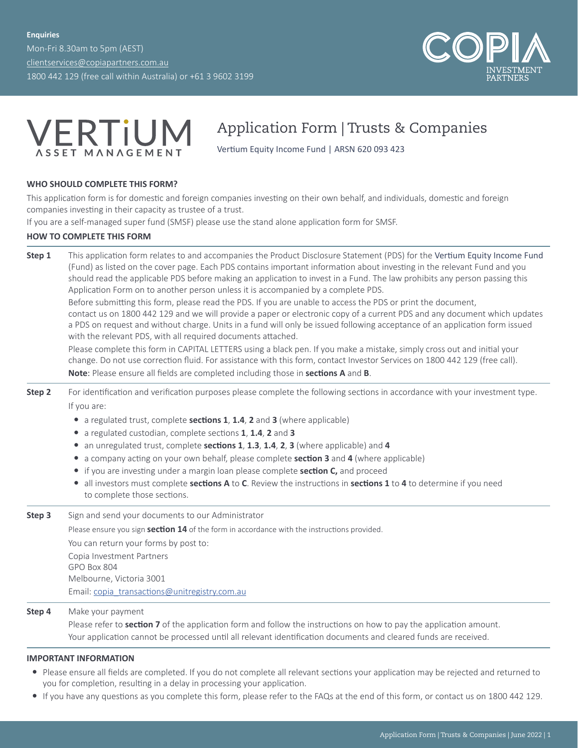**Enquiries**

Mon-Fri 8.30am to 5pm (AEST)

clientservices@copiapartners.com.au

1800 442 129 (free call within Australia) or +61 3 9602 3199

COPIA INVESTMENT PARTNERS

VERTIUM ASSET MANAGEMENT

# Application Form | Trusts & Companies

Vertium Equity Income Fund | ARSN 620 093 423

## WHO SHOULD COMPLETE THIS FORM?

This application form is for domestic and foreign companies investing on their own behalf, and individuals, domestic and foreign companies investing in their capacity as trustee of a trust.

If you are a self-managed super fund (SMSF) please use the stand alone application form for SMSF.

## HOW TO COMPLETE THIS FORM

**Step 1**

This application form relates to and accompanies the Product Disclosure Statement (PDS) for the Vertium Equity Income Fund (Fund) as listed on the cover page. Each PDS contains important information about investing in the relevant Fund and you should read the applicable PDS before making an application to invest in a Fund. The law prohibits any person passing this Application Form on to another person unless it is accompanied by a complete PDS.

Before submitting this form, please read the PDS. If you are unable to access the PDS or print the document, contact us on 1800 442 129 and we will provide a paper or electronic copy of a current PDS and any document which updates a PDS on request and without charge. Units in a fund will only be issued following acceptance of an application form issued with the relevant PDS, with all required documents attached.

Please complete this form in CAPITAL LETTERS using a black pen. If you make a mistake, simply cross out and initial your change. Do not use correction fluid. For assistance with this form, contact Investor Services on 1800 442 129 (free call).

**Note**: Please ensure all fields are completed including those in **sections A** and **B**.

**Step 2**

For identification and verification purposes please complete the following sections in accordance with your investment type.

If you are:

- a regulated trust, complete **sections 1**, **1.4**, **2** and **3** (where applicable)
- a regulated custodian, complete sections **1**, **1.4**, **2** and **3**
- an unregulated trust, complete **sections 1**, **1.3**, **1.4**, **2**, **3** (where applicable) and **4**
- a company acting on your own behalf, please complete **section 3** and **4** (where applicable)
- if you are investing under a margin loan please complete **section C,** and proceed
- all investors must complete **sections A** to **C**. Review the instructions in **sections 1** to **4** to determine if you need to complete those sections.

**Step 3**

Sign and send your documents to our Administrator

Please ensure you sign **section 14** of the form in accordance with the instructions provided.

You can return your forms by post to:

Copia Investment Partners
GPO Box 804
Melbourne, Victoria 3001

Email: copia_transactions@unitregistry.com.au

**Step 4**

Make your payment

Please refer to **section 7** of the application form and follow the instructions on how to pay the application amount.

Your application cannot be processed until all relevant identification documents and cleared funds are received.

## IMPORTANT INFORMATION

- Please ensure all fields are completed. If you do not complete all relevant sections your application may be rejected and returned to you for completion, resulting in a delay in processing your application.
- If you have any questions as you complete this form, please refer to the FAQs at the end of this form, or contact us on 1800 442 129.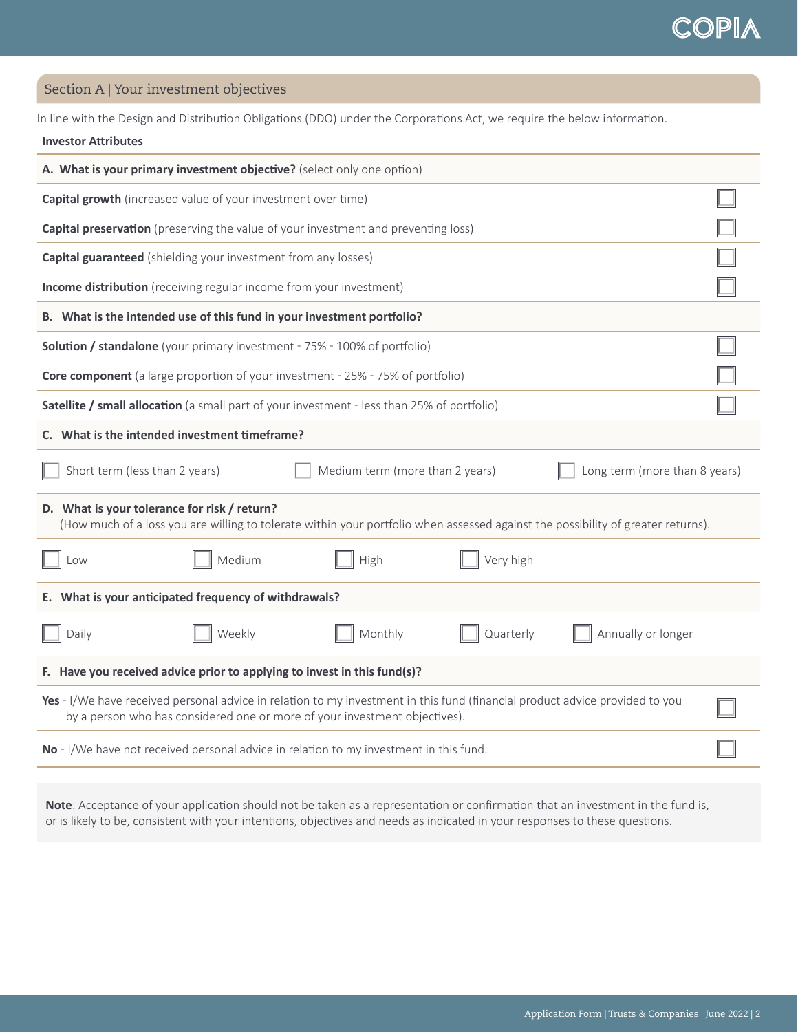## Section A | Your investment objectives

In line with the Design and Distribution Obligations (DDO) under the Corporations Act, we require the below information.

**Investor Attributes**

**A. What is your primary investment objective?** (select only one option)

| | |
|---|---|
| **Capital growth** (increased value of your investment over time) | ☐ |
| **Capital preservation** (preserving the value of your investment and preventing loss) | ☐ |
| **Capital guaranteed** (shielding your investment from any losses) | ☐ |
| **Income distribution** (receiving regular income from your investment) | ☐ |

**B. What is the intended use of this fund in your investment portfolio?**

| | |
|---|---|
| **Solution / standalone** (your primary investment - 75% - 100% of portfolio) | ☐ |
| **Core component** (a large proportion of your investment - 25% - 75% of portfolio) | ☐ |
| **Satellite / small allocation** (a small part of your investment - less than 25% of portfolio) | ☐ |

**C. What is the intended investment timeframe?**

☐ Short term (less than 2 years) ☐ Medium term (more than 2 years) ☐ Long term (more than 8 years)

**D. What is your tolerance for risk / return?**
(How much of a loss you are willing to tolerate within your portfolio when assessed against the possibility of greater returns).

☐ Low ☐ Medium ☐ High ☐ Very high

**E. What is your anticipated frequency of withdrawals?**

☐ Daily ☐ Weekly ☐ Monthly ☐ Quarterly ☐ Annually or longer

**F. Have you received advice prior to applying to invest in this fund(s)?**

| | |
|---|---|
| **Yes** - I/We have received personal advice in relation to my investment in this fund (financial product advice provided to you by a person who has considered one or more of your investment objectives). | ☐ |
| **No** - I/We have not received personal advice in relation to my investment in this fund. | ☐ |

**Note**: Acceptance of your application should not be taken as a representation or confirmation that an investment in the fund is, or is likely to be, consistent with your intentions, objectives and needs as indicated in your responses to these questions.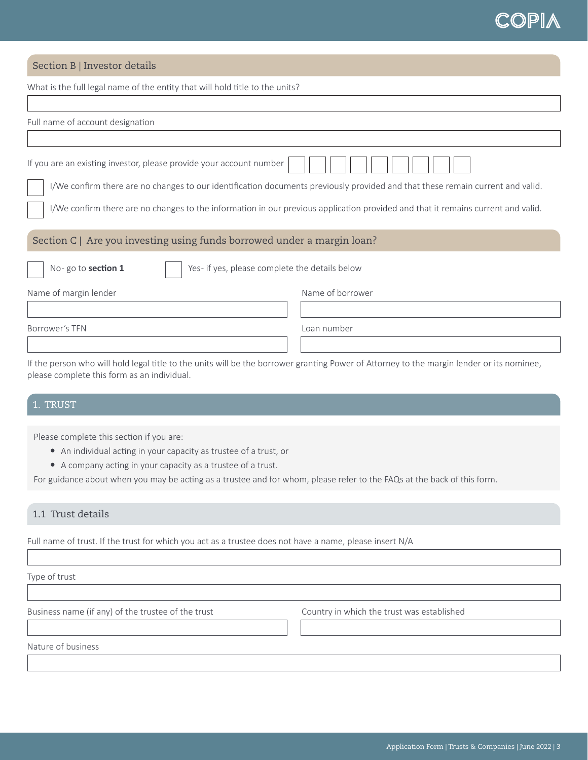## Section B | Investor details

What is the full legal name of the entity that will hold title to the units?

Full name of account designation

If you are an existing investor, please provide your account number

☐ I/We confirm there are no changes to our identification documents previously provided and that these remain current and valid.

☐ I/We confirm there are no changes to the information in our previous application provided and that it remains current and valid.

## Section C | Are you investing using funds borrowed under a margin loan?

☐ No- go to **section 1** ☐ Yes- if yes, please complete the details below

Name of margin lender

Name of borrower

Borrower's TFN

Loan number

If the person who will hold legal title to the units will be the borrower granting Power of Attorney to the margin lender or its nominee, please complete this form as an individual.

## 1. TRUST

Please complete this section if you are:

- An individual acting in your capacity as trustee of a trust, or
- A company acting in your capacity as a trustee of a trust.

For guidance about when you may be acting as a trustee and for whom, please refer to the FAQs at the back of this form.

### 1.1 Trust details

Full name of trust. If the trust for which you act as a trustee does not have a name, please insert N/A

Type of trust

Business name (if any) of the trustee of the trust

Country in which the trust was established

Nature of business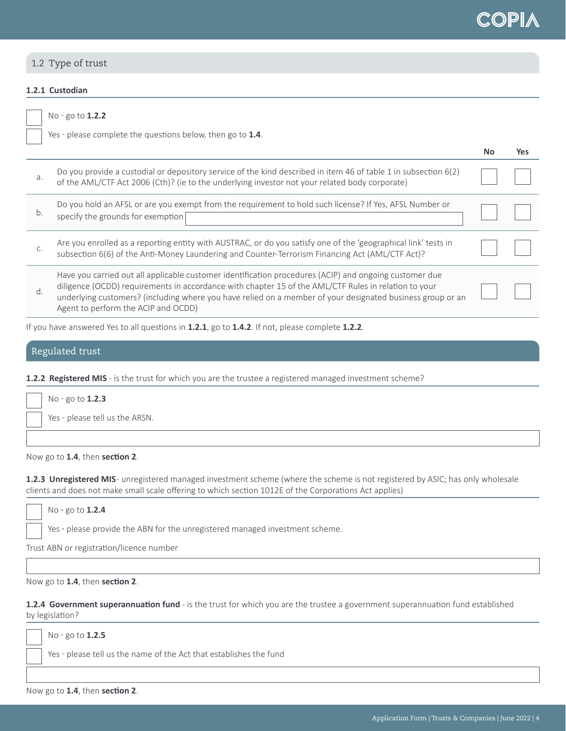## 1.2 Type of trust

### 1.2.1 Custodian

☐ No - go to **1.2.2**

☐ Yes - please complete the questions below, then go to **1.4**.

| | | No | Yes |
|---|---|---|---|
| a. | Do you provide a custodial or depository service of the kind described in item 46 of table 1 in subsection 6(2) of the AML/CTF Act 2006 (Cth)? (ie to the underlying investor not your related body corporate) | ☐ | ☐ |
| b. | Do you hold an AFSL or are you exempt from the requirement to hold such license? If Yes, AFSL Number or specify the grounds for exemption \_\_\_\_\_\_\_\_\_\_ | ☐ | ☐ |
| c. | Are you enrolled as a reporting entity with AUSTRAC, or do you satisfy one of the 'geographical link' tests in subsection 6(6) of the Anti-Money Laundering and Counter-Terrorism Financing Act (AML/CTF Act)? | ☐ | ☐ |
| d. | Have you carried out all applicable customer identification procedures (ACIP) and ongoing customer due diligence (OCDD) requirements in accordance with chapter 15 of the AML/CTF Rules in relation to your underlying customers? (including where you have relied on a member of your designated business group or an Agent to perform the ACIP and OCDD) | ☐ | ☐ |

If you have answered Yes to all questions in **1.2.1**, go to **1.4.2**. If not, please complete **1.2.2**.

## Regulated trust

**1.2.2 Registered MIS** - is the trust for which you are the trustee a registered managed investment scheme?

☐ No - go to **1.2.3**

☐ Yes - please tell us the ARSN.

\_\_\_\_\_\_\_\_\_\_\_\_\_\_\_\_\_\_\_\_

Now go to **1.4**, then **section 2**.

**1.2.3 Unregistered MIS**- unregistered managed investment scheme (where the scheme is not registered by ASIC; has only wholesale clients and does not make small scale offering to which section 1012E of the Corporations Act applies)

☐ No - go to **1.2.4**

☐ Yes - please provide the ABN for the unregistered managed investment scheme.

Trust ABN or registration/licence number

\_\_\_\_\_\_\_\_\_\_\_\_\_\_\_\_\_\_\_\_

Now go to **1.4**, then **section 2**.

**1.2.4 Government superannuation fund** - is the trust for which you are the trustee a government superannuation fund established by legislation?

☐ No - go to **1.2.5**

☐ Yes - please tell us the name of the Act that establishes the fund

\_\_\_\_\_\_\_\_\_\_\_\_\_\_\_\_\_\_\_\_

Now go to **1.4**, then **section 2**.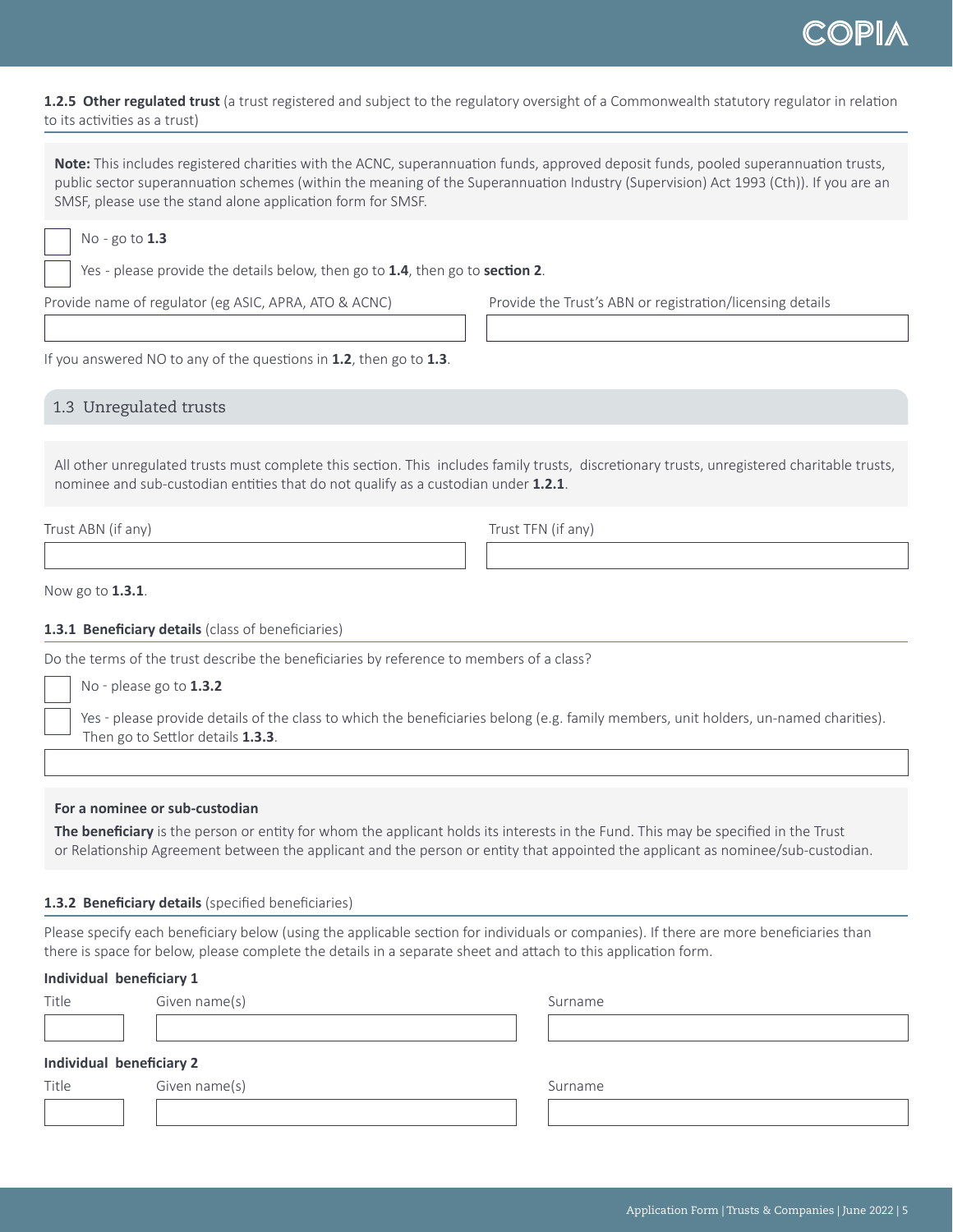**1.2.5 Other regulated trust** (a trust registered and subject to the regulatory oversight of a Commonwealth statutory regulator in relation to its activities as a trust)

**Note:** This includes registered charities with the ACNC, superannuation funds, approved deposit funds, pooled superannuation trusts, public sector superannuation schemes (within the meaning of the Superannuation Industry (Supervision) Act 1993 (Cth)). If you are an SMSF, please use the stand alone application form for SMSF.

☐ No - go to **1.3**

☐ Yes - please provide the details below, then go to **1.4**, then go to **section 2**.

Provide name of regulator (eg ASIC, APRA, ATO & ACNC)

Provide the Trust's ABN or registration/licensing details

If you answered NO to any of the questions in **1.2**, then go to **1.3**.

## 1.3 Unregulated trusts

All other unregulated trusts must complete this section. This includes family trusts, discretionary trusts, unregistered charitable trusts, nominee and sub-custodian entities that do not qualify as a custodian under **1.2.1**.

Trust ABN (if any)

Trust TFN (if any)

Now go to **1.3.1**.

**1.3.1 Beneficiary details** (class of beneficiaries)

Do the terms of the trust describe the beneficiaries by reference to members of a class?

☐ No - please go to **1.3.2**

☐ Yes - please provide details of the class to which the beneficiaries belong (e.g. family members, unit holders, un-named charities). Then go to Settlor details **1.3.3**.

**For a nominee or sub-custodian**

**The beneficiary** is the person or entity for whom the applicant holds its interests in the Fund. This may be specified in the Trust or Relationship Agreement between the applicant and the person or entity that appointed the applicant as nominee/sub-custodian.

**1.3.2 Beneficiary details** (specified beneficiaries)

Please specify each beneficiary below (using the applicable section for individuals or companies). If there are more beneficiaries than there is space for below, please complete the details in a separate sheet and attach to this application form.

**Individual beneficiary 1**

| Title | Given name(s) | Surname |
| --- | --- | --- |
| | | |

**Individual beneficiary 2**

| Title | Given name(s) | Surname |
| --- | --- | --- |
| | | |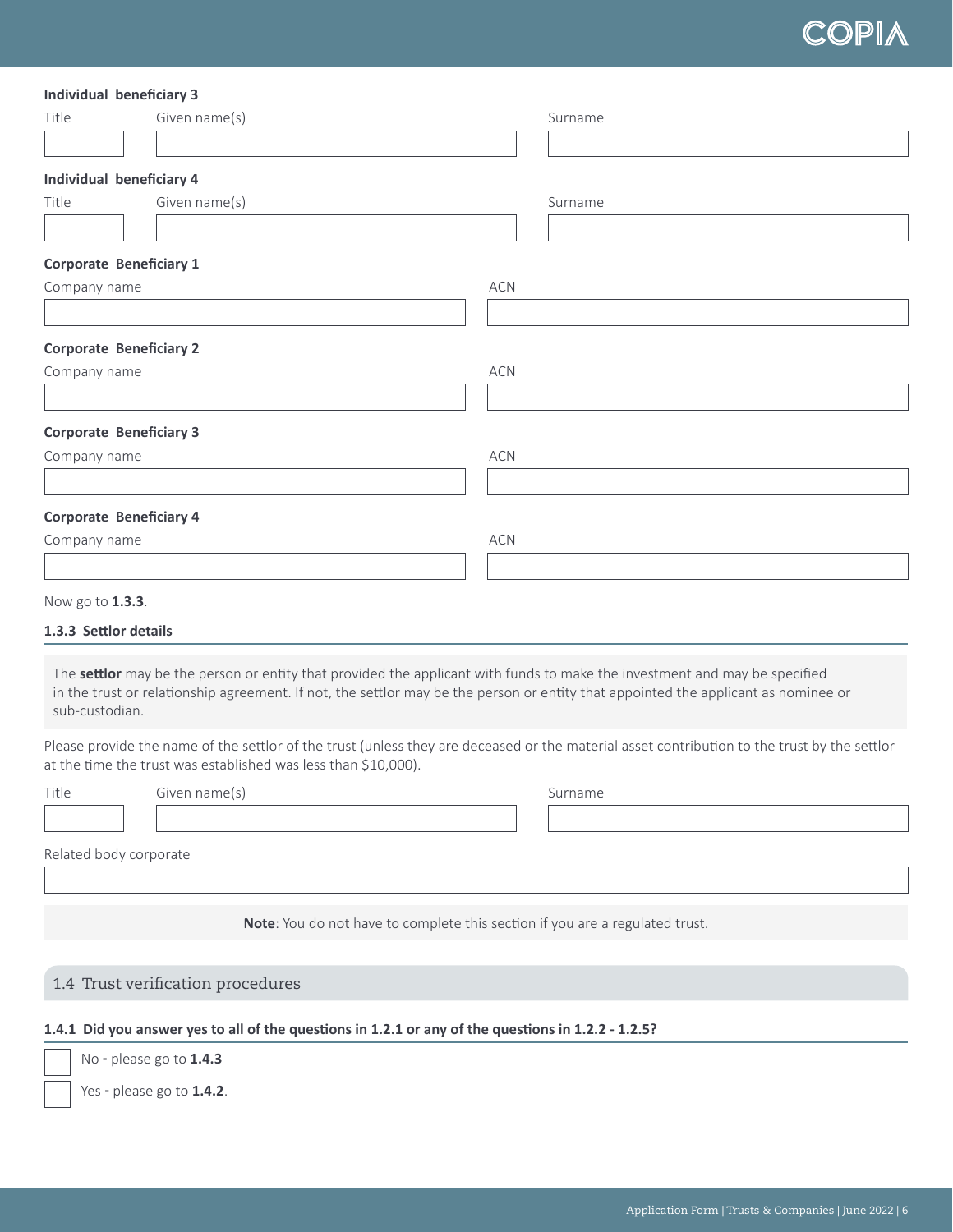**Individual beneficiary 3**

| Title | Given name(s) | Surname |
| --- | --- | --- |
| | | |

**Individual beneficiary 4**

| Title | Given name(s) | Surname |
| --- | --- | --- |
| | | |

**Corporate Beneficiary 1**

| Company name | ACN |
| --- | --- |
| | |

**Corporate Beneficiary 2**

| Company name | ACN |
| --- | --- |
| | |

**Corporate Beneficiary 3**

| Company name | ACN |
| --- | --- |
| | |

**Corporate Beneficiary 4**

| Company name | ACN |
| --- | --- |
| | |

Now go to **1.3.3**.

### 1.3.3 Settlor details

The **settlor** may be the person or entity that provided the applicant with funds to make the investment and may be specified in the trust or relationship agreement. If not, the settlor may be the person or entity that appointed the applicant as nominee or sub-custodian.

Please provide the name of the settlor of the trust (unless they are deceased or the material asset contribution to the trust by the settlor at the time the trust was established was less than $10,000).

| Title | Given name(s) | Surname |
| --- | --- | --- |
| | | |

Related body corporate

| |
| --- |
| |

**Note**: You do not have to complete this section if you are a regulated trust.

## 1.4 Trust verification procedures

### 1.4.1 Did you answer yes to all of the questions in 1.2.1 or any of the questions in 1.2.2 - 1.2.5?

- ☐ No - please go to **1.4.3**
- ☐ Yes - please go to **1.4.2**.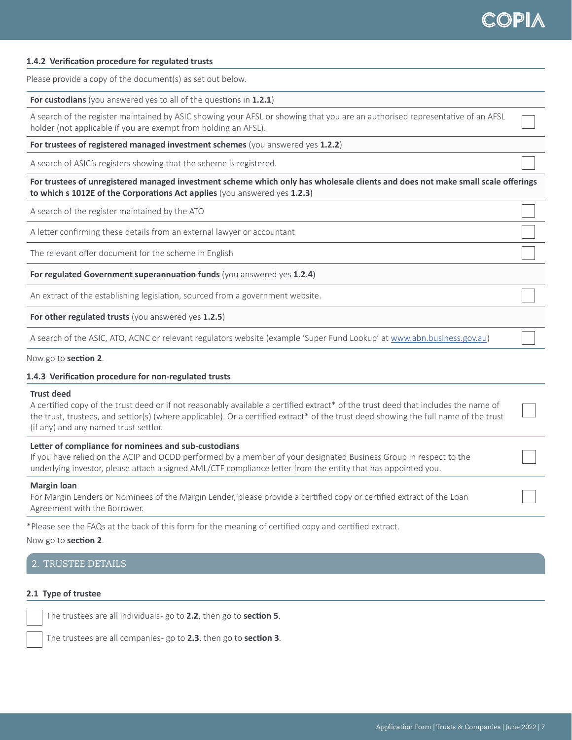### 1.4.2 Verification procedure for regulated trusts

Please provide a copy of the document(s) as set out below.

| | |
|---|---|
| **For custodians** (you answered yes to all of the questions in **1.2.1**) | |
| A search of the register maintained by ASIC showing your AFSL or showing that you are an authorised representative of an AFSL holder (not applicable if you are exempt from holding an AFSL). | ☐ |
| **For trustees of registered managed investment schemes** (you answered yes **1.2.2**) | |
| A search of ASIC's registers showing that the scheme is registered. | ☐ |
| **For trustees of unregistered managed investment scheme which only has wholesale clients and does not make small scale offerings to which s 1012E of the Corporations Act applies** (you answered yes **1.2.3**) | |
| A search of the register maintained by the ATO | ☐ |
| A letter confirming these details from an external lawyer or accountant | ☐ |
| The relevant offer document for the scheme in English | ☐ |
| **For regulated Government superannuation funds** (you answered yes **1.2.4**) | |
| An extract of the establishing legislation, sourced from a government website. | ☐ |
| **For other regulated trusts** (you answered yes **1.2.5**) | |
| A search of the ASIC, ATO, ACNC or relevant regulators website (example 'Super Fund Lookup' at www.abn.business.gov.au) | ☐ |

Now go to **section 2**.

### 1.4.3 Verification procedure for non-regulated trusts

| | |
|---|---|
| **Trust deed**<br>A certified copy of the trust deed or if not reasonably available a certified extract* of the trust deed that includes the name of the trust, trustees, and settlor(s) (where applicable). Or a certified extract* of the trust deed showing the full name of the trust (if any) and any named trust settlor. | ☐ |
| **Letter of compliance for nominees and sub-custodians**<br>If you have relied on the ACIP and OCDD performed by a member of your designated Business Group in respect to the underlying investor, please attach a signed AML/CTF compliance letter from the entity that has appointed you. | ☐ |
| **Margin loan**<br>For Margin Lenders or Nominees of the Margin Lender, please provide a certified copy or certified extract of the Loan Agreement with the Borrower. | ☐ |

*Please see the FAQs at the back of this form for the meaning of certified copy and certified extract.

Now go to **section 2**.

## 2. TRUSTEE DETAILS

### 2.1 Type of trustee

☐ The trustees are all individuals- go to **2.2**, then go to **section 5**.

☐ The trustees are all companies- go to **2.3**, then go to **section 3**.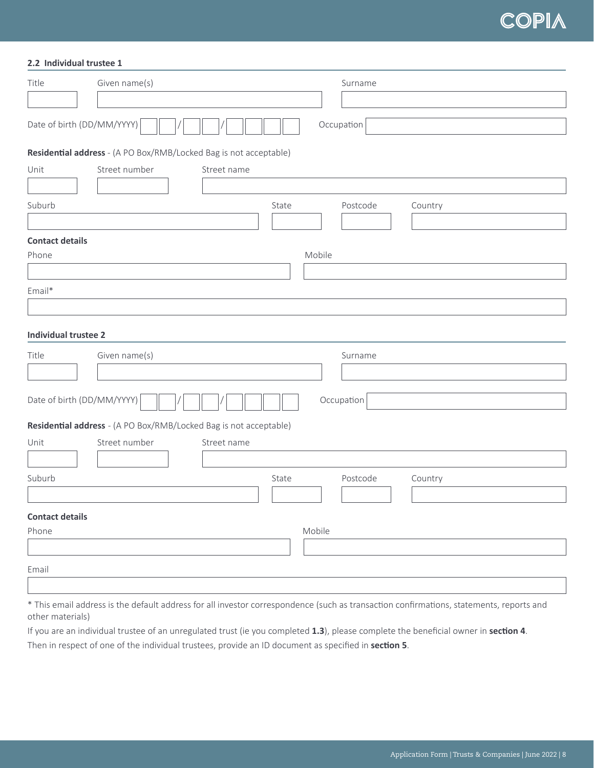## 2.2 Individual trustee 1

Title ______ Given name(s) ______ Surname ______

Date of birth (DD/MM/YYYY) __ __ / __ __ / __ __ __ __ Occupation ______

**Residential address** - (A PO Box/RMB/Locked Bag is not acceptable)

Unit ______ Street number ______ Street name ______

Suburb ______ State ______ Postcode ______ Country ______

**Contact details**

Phone ______ Mobile ______

Email* ______

## Individual trustee 2

Title ______ Given name(s) ______ Surname ______

Date of birth (DD/MM/YYYY) __ __ / __ __ / __ __ __ __ Occupation ______

**Residential address** - (A PO Box/RMB/Locked Bag is not acceptable)

Unit ______ Street number ______ Street name ______

Suburb ______ State ______ Postcode ______ Country ______

**Contact details**

Phone ______ Mobile ______

Email ______

* This email address is the default address for all investor correspondence (such as transaction confirmations, statements, reports and other materials)

If you are an individual trustee of an unregulated trust (ie you completed **1.3**), please complete the beneficial owner in **section 4**.

Then in respect of one of the individual trustees, provide an ID document as specified in **section 5**.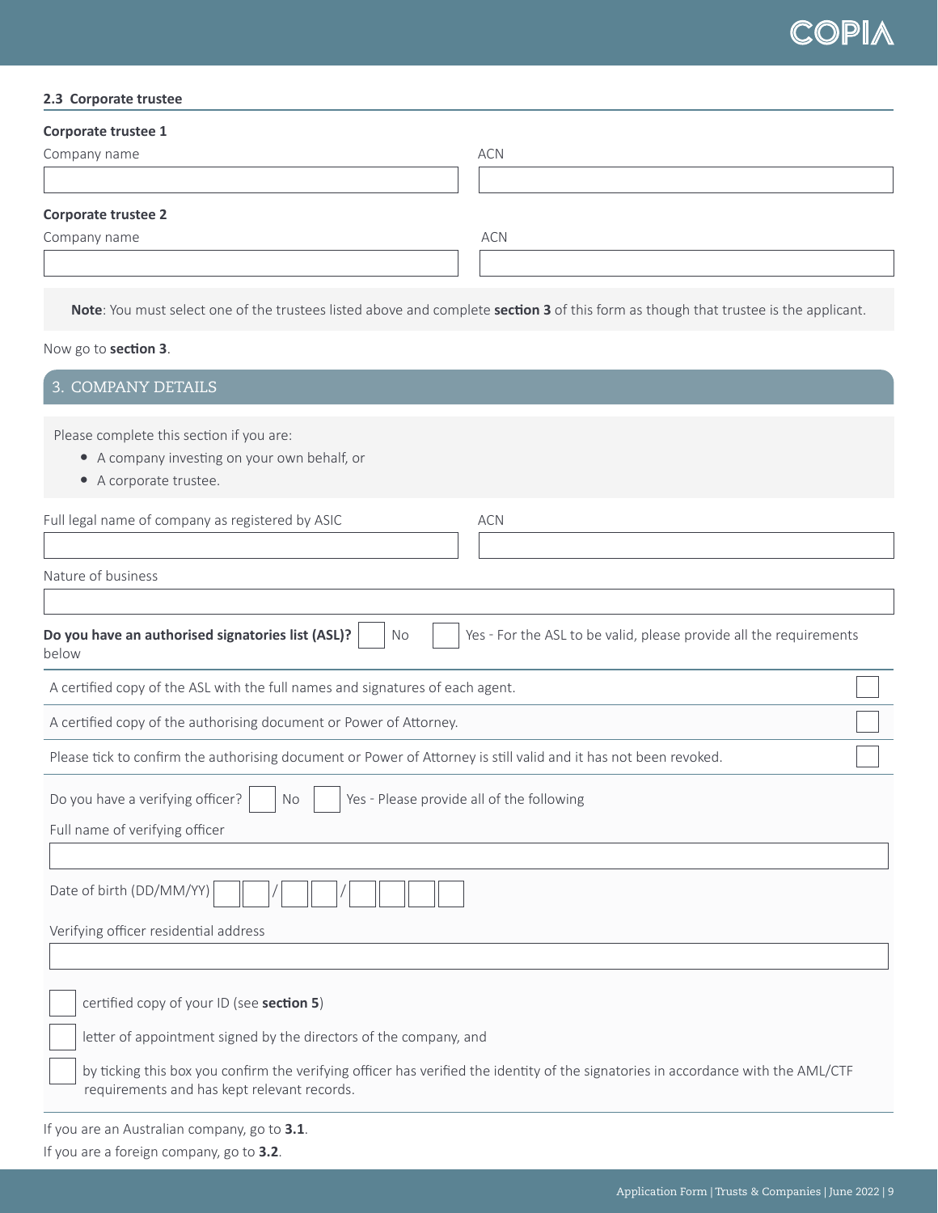### 2.3 Corporate trustee

**Corporate trustee 1**

Company name

ACN

**Corporate trustee 2**

Company name

ACN

**Note**: You must select one of the trustees listed above and complete **section 3** of this form as though that trustee is the applicant.

Now go to **section 3**.

## 3. COMPANY DETAILS

Please complete this section if you are:

- A company investing on your own behalf, or
- A corporate trustee.

Full legal name of company as registered by ASIC

ACN

Nature of business

**Do you have an authorised signatories list (ASL)?** ☐ No ☐ Yes - For the ASL to be valid, please provide all the requirements below

| | |
|---|---|
| A certified copy of the ASL with the full names and signatures of each agent. | ☐ |
| A certified copy of the authorising document or Power of Attorney. | ☐ |
| Please tick to confirm the authorising document or Power of Attorney is still valid and it has not been revoked. | ☐ |

Do you have a verifying officer? ☐ No ☐ Yes - Please provide all of the following

Full name of verifying officer

Date of birth (DD/MM/YY) ☐☐ / ☐☐ / ☐☐☐☐

Verifying officer residential address

☐ certified copy of your ID (see **section 5**)

☐ letter of appointment signed by the directors of the company, and

☐ by ticking this box you confirm the verifying officer has verified the identity of the signatories in accordance with the AML/CTF requirements and has kept relevant records.

If you are an Australian company, go to **3.1**.

If you are a foreign company, go to **3.2**.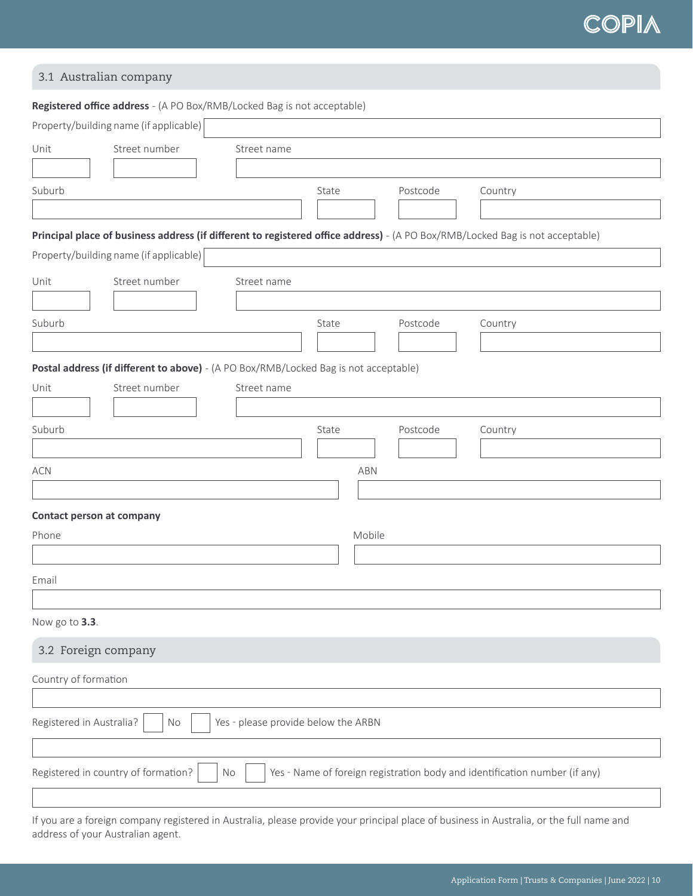## 3.1 Australian company

**Registered office address** - (A PO Box/RMB/Locked Bag is not acceptable)

Property/building name (if applicable)

| Unit | Street number | Street name |
|---|---|---|
| | | |

| Suburb | State | Postcode | Country |
|---|---|---|---|
| | | | |

**Principal place of business address (if different to registered office address)** - (A PO Box/RMB/Locked Bag is not acceptable)

Property/building name (if applicable)

| Unit | Street number | Street name |
|---|---|---|
| | | |

| Suburb | State | Postcode | Country |
|---|---|---|---|
| | | | |

**Postal address (if different to above)** - (A PO Box/RMB/Locked Bag is not acceptable)

| Unit | Street number | Street name |
|---|---|---|
| | | |

| Suburb | State | Postcode | Country |
|---|---|---|---|
| | | | |

| ACN | ABN |
|---|---|
| | |

**Contact person at company**

| Phone | Mobile |
|---|---|
| | |

Email

Now go to **3.3**.

## 3.2 Foreign company

Country of formation

Registered in Australia? ☐ No ☐ Yes - please provide below the ARBN

Registered in country of formation? ☐ No ☐ Yes - Name of foreign registration body and identification number (if any)

If you are a foreign company registered in Australia, please provide your principal place of business in Australia, or the full name and address of your Australian agent.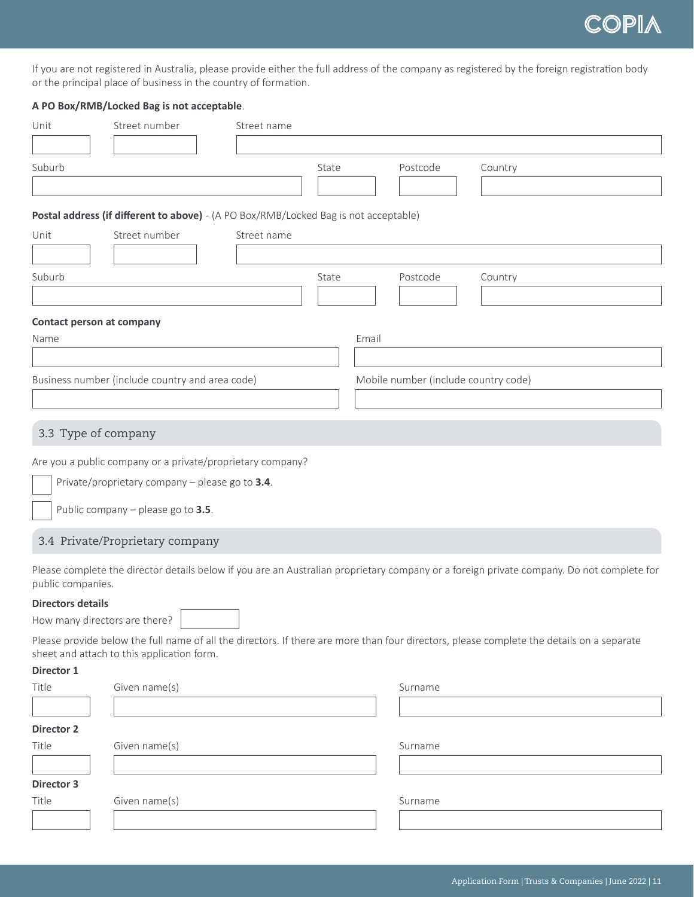If you are not registered in Australia, please provide either the full address of the company as registered by the foreign registration body or the principal place of business in the country of formation.

**A PO Box/RMB/Locked Bag is not acceptable**.

| Unit | Street number | Street name |
|---|---|---|
| | | |

| Suburb | State | Postcode | Country |
|---|---|---|---|
| | | | |

**Postal address (if different to above)** - (A PO Box/RMB/Locked Bag is not acceptable)

| Unit | Street number | Street name |
|---|---|---|
| | | |

| Suburb | State | Postcode | Country |
|---|---|---|---|
| | | | |

**Contact person at company**

| Name | Email |
|---|---|
| | |

| Business number (include country and area code) | Mobile number (include country code) |
|---|---|
| | |

## 3.3 Type of company

Are you a public company or a private/proprietary company?

☐ Private/proprietary company – please go to **3.4**.

☐ Public company – please go to **3.5**.

## 3.4 Private/Proprietary company

Please complete the director details below if you are an Australian proprietary company or a foreign private company. Do not complete for public companies.

**Directors details**

How many directors are there? ______

Please provide below the full name of all the directors. If there are more than four directors, please complete the details on a separate sheet and attach to this application form.

**Director 1**

| Title | Given name(s) | Surname |
|---|---|---|
| | | |

**Director 2**

| Title | Given name(s) | Surname |
|---|---|---|
| | | |

**Director 3**

| Title | Given name(s) | Surname |
|---|---|---|
| | | |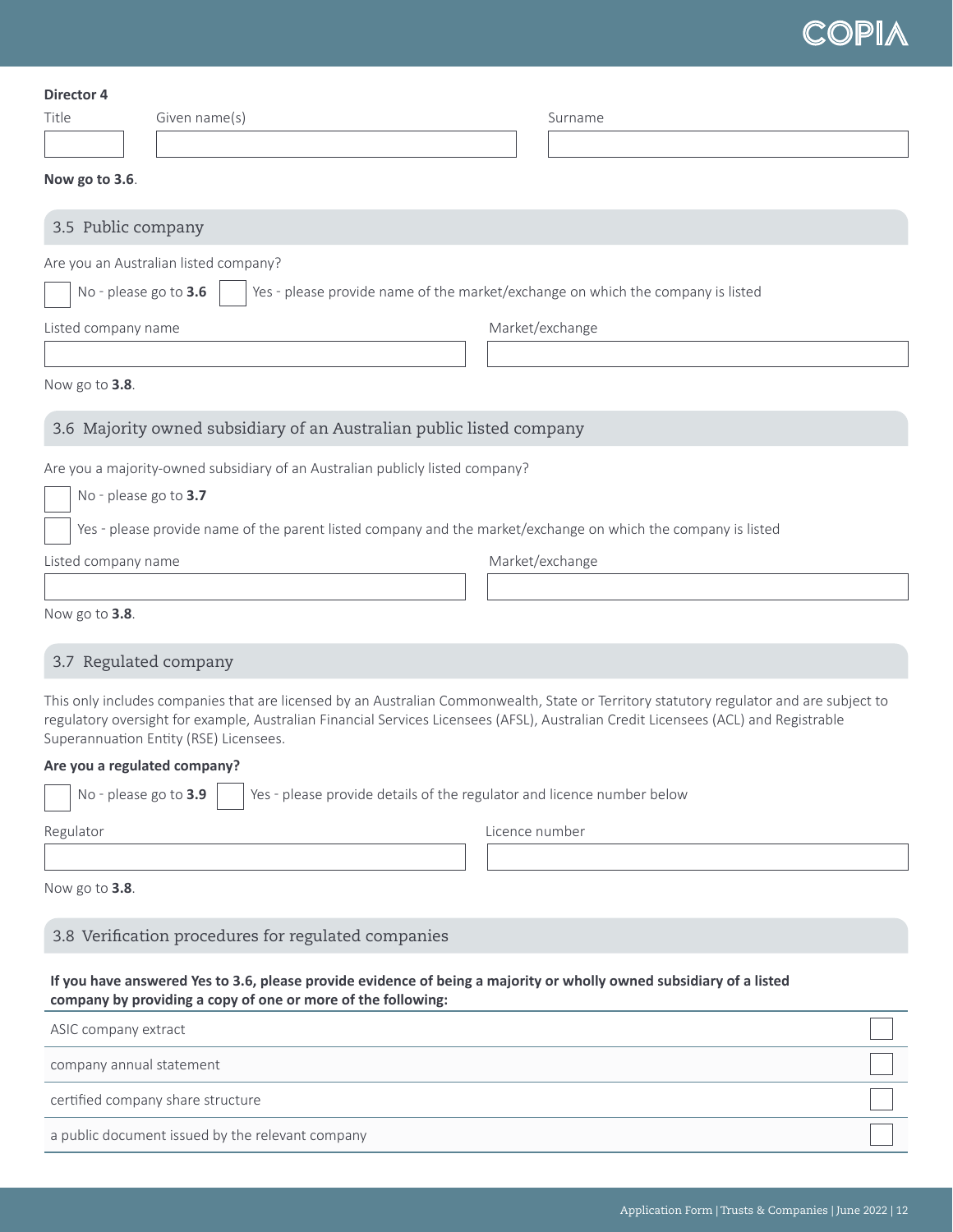**Director 4**

| Title | Given name(s) | Surname |
| --- | --- | --- |
| | | |

**Now go to 3.6**.

## 3.5 Public company

Are you an Australian listed company?

☐ No - please go to **3.6** ☐ Yes - please provide name of the market/exchange on which the company is listed

| Listed company name | Market/exchange |
| --- | --- |
| | |

Now go to **3.8**.

## 3.6 Majority owned subsidiary of an Australian public listed company

Are you a majority-owned subsidiary of an Australian publicly listed company?

☐ No - please go to **3.7**

☐ Yes - please provide name of the parent listed company and the market/exchange on which the company is listed

| Listed company name | Market/exchange |
| --- | --- |
| | |

Now go to **3.8**.

## 3.7 Regulated company

This only includes companies that are licensed by an Australian Commonwealth, State or Territory statutory regulator and are subject to regulatory oversight for example, Australian Financial Services Licensees (AFSL), Australian Credit Licensees (ACL) and Registrable Superannuation Entity (RSE) Licensees.

**Are you a regulated company?**

☐ No - please go to **3.9** ☐ Yes - please provide details of the regulator and licence number below

| Regulator | Licence number |
| --- | --- |
| | |

Now go to **3.8**.

## 3.8 Verification procedures for regulated companies

**If you have answered Yes to 3.6, please provide evidence of being a majority or wholly owned subsidiary of a listed company by providing a copy of one or more of the following:**

| | |
| --- | --- |
| ASIC company extract | ☐ |
| company annual statement | ☐ |
| certified company share structure | ☐ |
| a public document issued by the relevant company | ☐ |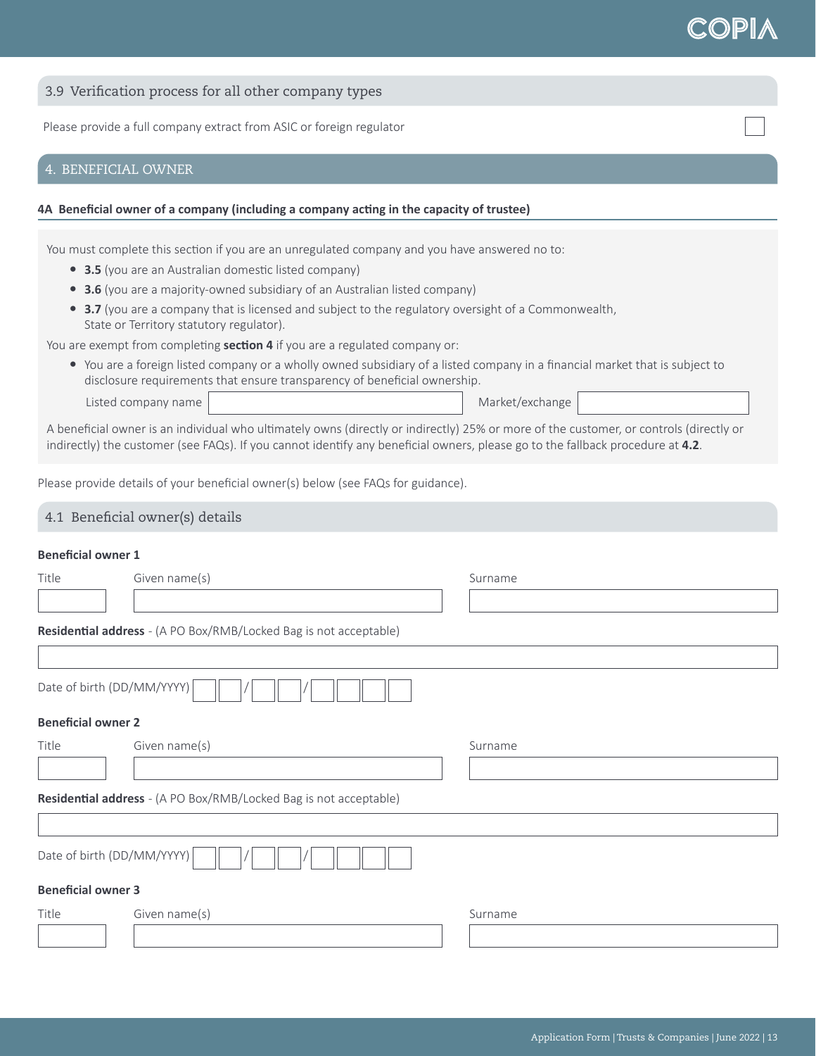## 3.9 Verification process for all other company types

Please provide a full company extract from ASIC or foreign regulator ☐

## 4. BENEFICIAL OWNER

**4A Beneficial owner of a company (including a company acting in the capacity of trustee)**

You must complete this section if you are an unregulated company and you have answered no to:

- **3.5** (you are an Australian domestic listed company)
- **3.6** (you are a majority-owned subsidiary of an Australian listed company)
- **3.7** (you are a company that is licensed and subject to the regulatory oversight of a Commonwealth, State or Territory statutory regulator).

You are exempt from completing **section 4** if you are a regulated company or:

- You are a foreign listed company or a wholly owned subsidiary of a listed company in a financial market that is subject to disclosure requirements that ensure transparency of beneficial ownership.

  Listed company name ____________ Market/exchange ____________

A beneficial owner is an individual who ultimately owns (directly or indirectly) 25% or more of the customer, or controls (directly or indirectly) the customer (see FAQs). If you cannot identify any beneficial owners, please go to the fallback procedure at **4.2**.

Please provide details of your beneficial owner(s) below (see FAQs for guidance).

### 4.1 Beneficial owner(s) details

**Beneficial owner 1**

Title ____ Given name(s) ____________ Surname ____________

**Residential address** - (A PO Box/RMB/Locked Bag is not acceptable)

____________

Date of birth (DD/MM/YYYY) __ __ / __ __ / __ __ __ __

**Beneficial owner 2**

Title ____ Given name(s) ____________ Surname ____________

**Residential address** - (A PO Box/RMB/Locked Bag is not acceptable)

____________

Date of birth (DD/MM/YYYY) __ __ / __ __ / __ __ __ __

**Beneficial owner 3**

Title ____ Given name(s) ____________ Surname ____________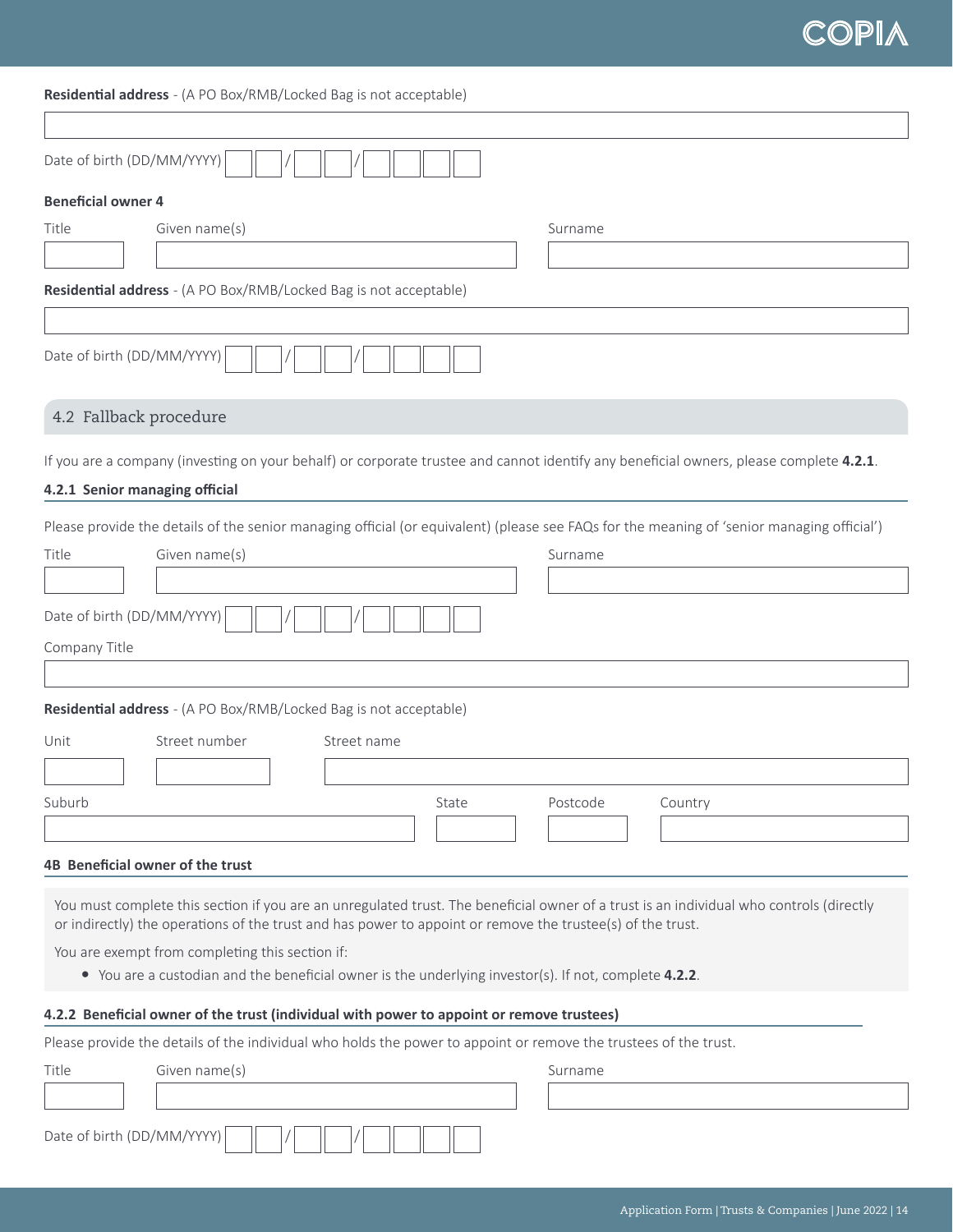**Residential address** - (A PO Box/RMB/Locked Bag is not acceptable)

Date of birth (DD/MM/YYYY) __ __ / __ __ / __ __ __ __

**Beneficial owner 4**

| Title | Given name(s) | Surname |
|---|---|---|
| | | |

**Residential address** - (A PO Box/RMB/Locked Bag is not acceptable)

Date of birth (DD/MM/YYYY) __ __ / __ __ / __ __ __ __

## 4.2 Fallback procedure

If you are a company (investing on your behalf) or corporate trustee and cannot identify any beneficial owners, please complete **4.2.1**.

### 4.2.1 Senior managing official

Please provide the details of the senior managing official (or equivalent) (please see FAQs for the meaning of 'senior managing official')

| Title | Given name(s) | Surname |
|---|---|---|
| | | |

Date of birth (DD/MM/YYYY) __ __ / __ __ / __ __ __ __

Company Title

**Residential address** - (A PO Box/RMB/Locked Bag is not acceptable)

| Unit | Street number | Street name |
|---|---|---|
| | | |

| Suburb | State | Postcode | Country |
|---|---|---|---|
| | | | |

### 4B Beneficial owner of the trust

You must complete this section if you are an unregulated trust. The beneficial owner of a trust is an individual who controls (directly or indirectly) the operations of the trust and has power to appoint or remove the trustee(s) of the trust.

You are exempt from completing this section if:

- You are a custodian and the beneficial owner is the underlying investor(s). If not, complete **4.2.2**.

### 4.2.2 Beneficial owner of the trust (individual with power to appoint or remove trustees)

Please provide the details of the individual who holds the power to appoint or remove the trustees of the trust.

| Title | Given name(s) | Surname |
|---|---|---|
| | | |

Date of birth (DD/MM/YYYY) __ __ / __ __ / __ __ __ __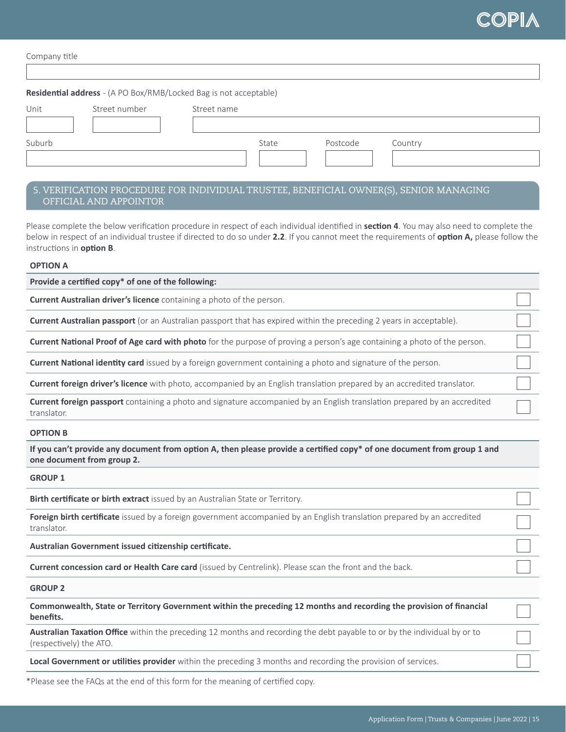Company title

| |
|---|
| |

**Residential address** - (A PO Box/RMB/Locked Bag is not acceptable)

| Unit | Street number | Street name |
|---|---|---|
| | | |

| Suburb | State | Postcode | Country |
|---|---|---|---|
| | | | |

## 5. VERIFICATION PROCEDURE FOR INDIVIDUAL TRUSTEE, BENEFICIAL OWNER(S), SENIOR MANAGING OFFICIAL AND APPOINTOR

Please complete the below verification procedure in respect of each individual identified in **section 4**. You may also need to complete the below in respect of an individual trustee if directed to do so under **2.2**. If you cannot meet the requirements of **option A,** please follow the instructions in **option B**.

**OPTION A**

| **Provide a certified copy* of one of the following:** | |
|---|---|
| **Current Australian driver's licence** containing a photo of the person. | ☐ |
| **Current Australian passport** (or an Australian passport that has expired within the preceding 2 years in acceptable). | ☐ |
| **Current National Proof of Age card with photo** for the purpose of proving a person's age containing a photo of the person. | ☐ |
| **Current National identity card** issued by a foreign government containing a photo and signature of the person. | ☐ |
| **Current foreign driver's licence** with photo, accompanied by an English translation prepared by an accredited translator. | ☐ |
| **Current foreign passport** containing a photo and signature accompanied by an English translation prepared by an accredited translator. | ☐ |

**OPTION B**

| **If you can't provide any document from option A, then please provide a certified copy* of one document from group 1 and one document from group 2.** | |
|---|---|
| **GROUP 1** | |
| **Birth certificate or birth extract** issued by an Australian State or Territory. | ☐ |
| **Foreign birth certificate** issued by a foreign government accompanied by an English translation prepared by an accredited translator. | ☐ |
| **Australian Government issued citizenship certificate.** | ☐ |
| **Current concession card or Health Care card** (issued by Centrelink). Please scan the front and the back. | ☐ |
| **GROUP 2** | |
| **Commonwealth, State or Territory Government within the preceding 12 months and recording the provision of financial benefits.** | ☐ |
| **Australian Taxation Office** within the preceding 12 months and recording the debt payable to or by the individual by or to (respectively) the ATO. | ☐ |
| **Local Government or utilities provider** within the preceding 3 months and recording the provision of services. | ☐ |

*Please see the FAQs at the end of this form for the meaning of certified copy.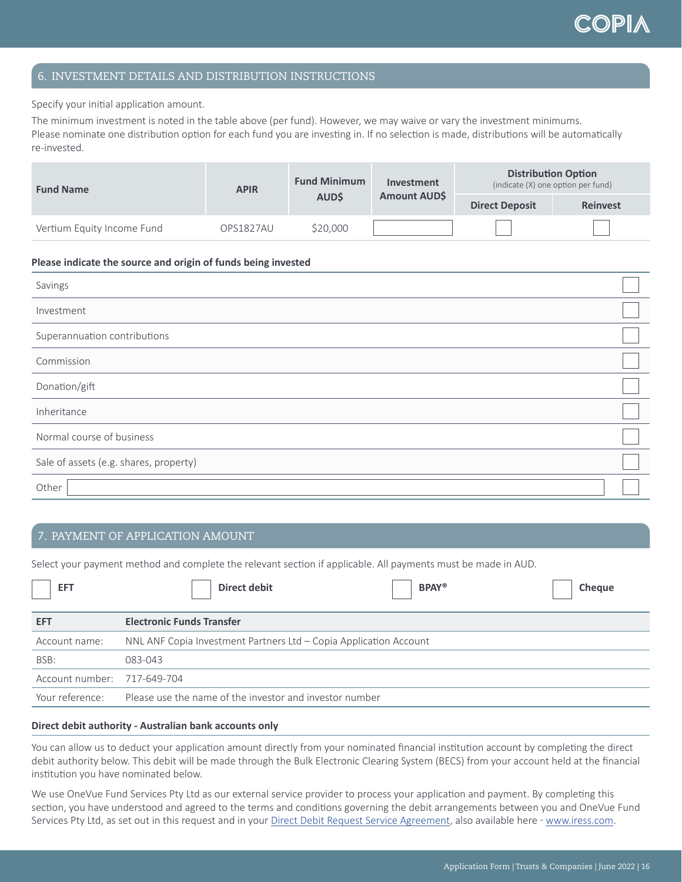## 6. INVESTMENT DETAILS AND DISTRIBUTION INSTRUCTIONS

Specify your initial application amount.

The minimum investment is noted in the table above (per fund). However, we may waive or vary the investment minimums.
Please nominate one distribution option for each fund you are investing in. If no selection is made, distributions will be automatically re-invested.

| Fund Name | APIR | Fund Minimum AUD$ | Investment Amount AUD$ | Distribution Option (indicate (X) one option per fund) | |
|---|---|---|---|---|---|
| | | | | Direct Deposit | Reinvest |
| Vertium Equity Income Fund | OPS1827AU | $20,000 | | ☐ | ☐ |

**Please indicate the source and origin of funds being invested**

| | |
|---|---|
| Savings | ☐ |
| Investment | ☐ |
| Superannuation contributions | ☐ |
| Commission | ☐ |
| Donation/gift | ☐ |
| Inheritance | ☐ |
| Normal course of business | ☐ |
| Sale of assets (e.g. shares, property) | ☐ |
| Other ____________________ | ☐ |

## 7. PAYMENT OF APPLICATION AMOUNT

Select your payment method and complete the relevant section if applicable. All payments must be made in AUD.

☐ **EFT** ☐ **Direct debit** ☐ **BPAY®** ☐ **Cheque**

| EFT | Electronic Funds Transfer |
|---|---|
| Account name: | NNL ANF Copia Investment Partners Ltd – Copia Application Account |
| BSB: | 083-043 |
| Account number: | 717-649-704 |
| Your reference: | Please use the name of the investor and investor number |

**Direct debit authority - Australian bank accounts only**

You can allow us to deduct your application amount directly from your nominated financial institution account by completing the direct debit authority below. This debit will be made through the Bulk Electronic Clearing System (BECS) from your account held at the financial institution you have nominated below.

We use OneVue Fund Services Pty Ltd as our external service provider to process your application and payment. By completing this section, you have understood and agreed to the terms and conditions governing the debit arrangements between you and OneVue Fund Services Pty Ltd, as set out in this request and in your Direct Debit Request Service Agreement, also available here - www.iress.com.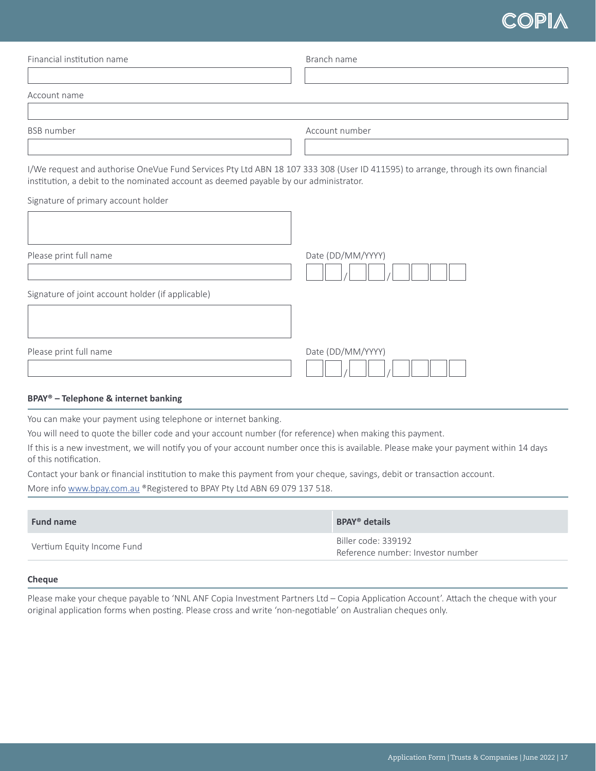Financial institution name

Branch name

Account name

BSB number

Account number

I/We request and authorise OneVue Fund Services Pty Ltd ABN 18 107 333 308 (User ID 411595) to arrange, through its own financial institution, a debit to the nominated account as deemed payable by our administrator.

Signature of primary account holder

Please print full name

Date (DD/MM/YYYY)

Signature of joint account holder (if applicable)

Please print full name

Date (DD/MM/YYYY)

### BPAY® – Telephone & internet banking

You can make your payment using telephone or internet banking.

You will need to quote the biller code and your account number (for reference) when making this payment.

If this is a new investment, we will notify you of your account number once this is available. Please make your payment within 14 days of this notification.

Contact your bank or financial institution to make this payment from your cheque, savings, debit or transaction account.

More info www.bpay.com.au ®Registered to BPAY Pty Ltd ABN 69 079 137 518.

| Fund name | BPAY® details |
| --- | --- |
| Vertium Equity Income Fund | Biller code: 339192<br>Reference number: Investor number |

### Cheque

Please make your cheque payable to 'NNL ANF Copia Investment Partners Ltd – Copia Application Account'. Attach the cheque with your original application forms when posting. Please cross and write 'non-negotiable' on Australian cheques only.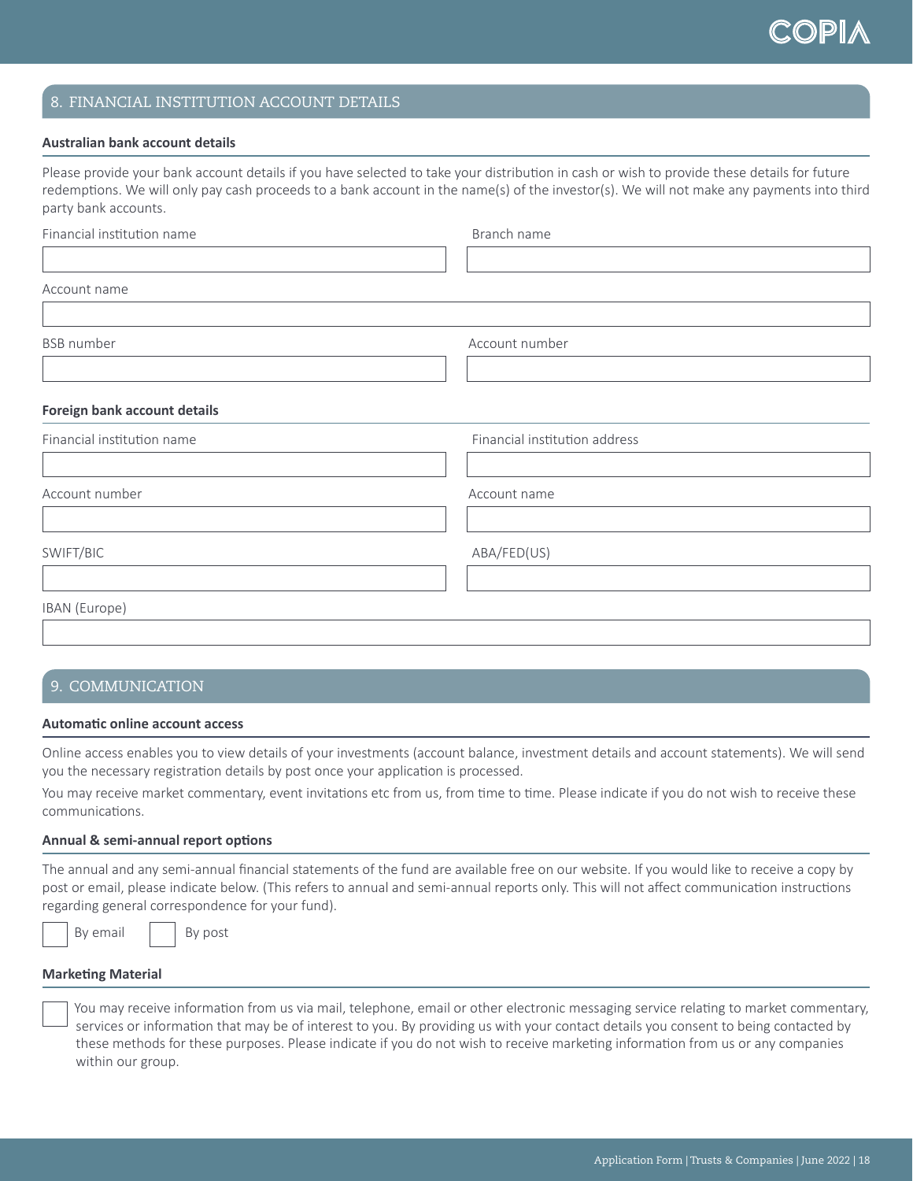## 8. FINANCIAL INSTITUTION ACCOUNT DETAILS

### Australian bank account details

Please provide your bank account details if you have selected to take your distribution in cash or wish to provide these details for future redemptions. We will only pay cash proceeds to a bank account in the name(s) of the investor(s). We will not make any payments into third party bank accounts.

Financial institution name

Branch name

Account name

BSB number

Account number

### Foreign bank account details

Financial institution name

Financial institution address

Account number

Account name

SWIFT/BIC

ABA/FED(US)

IBAN (Europe)

## 9. COMMUNICATION

### Automatic online account access

Online access enables you to view details of your investments (account balance, investment details and account statements). We will send you the necessary registration details by post once your application is processed.

You may receive market commentary, event invitations etc from us, from time to time. Please indicate if you do not wish to receive these communications.

### Annual & semi-annual report options

The annual and any semi-annual financial statements of the fund are available free on our website. If you would like to receive a copy by post or email, please indicate below. (This refers to annual and semi-annual reports only. This will not affect communication instructions regarding general correspondence for your fund).

☐ By email ☐ By post

### Marketing Material

☐ You may receive information from us via mail, telephone, email or other electronic messaging service relating to market commentary, services or information that may be of interest to you. By providing us with your contact details you consent to being contacted by these methods for these purposes. Please indicate if you do not wish to receive marketing information from us or any companies within our group.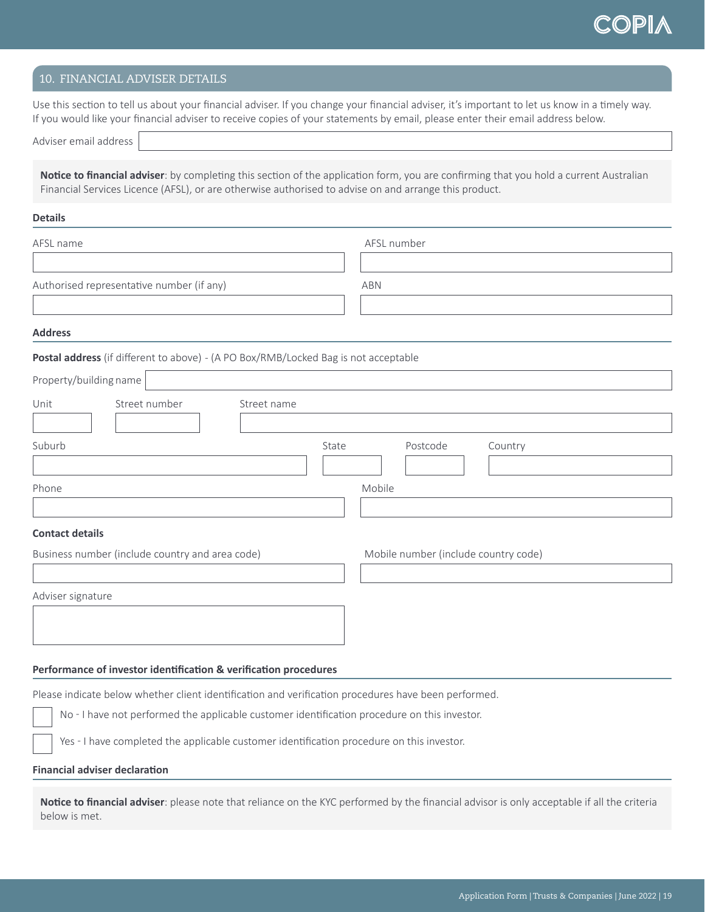## 10. FINANCIAL ADVISER DETAILS

Use this section to tell us about your financial adviser. If you change your financial adviser, it's important to let us know in a timely way. If you would like your financial adviser to receive copies of your statements by email, please enter their email address below.

Adviser email address

**Notice to financial adviser**: by completing this section of the application form, you are confirming that you hold a current Australian Financial Services Licence (AFSL), or are otherwise authorised to advise on and arrange this product.

### Details

AFSL name

AFSL number

Authorised representative number (if any)

ABN

### Address

**Postal address** (if different to above) - (A PO Box/RMB/Locked Bag is not acceptable

Property/building name

Unit

Street number

Street name

Suburb

State

Postcode

Country

Phone

Mobile

### Contact details

Business number (include country and area code)

Mobile number (include country code)

Adviser signature

### Performance of investor identification & verification procedures

Please indicate below whether client identification and verification procedures have been performed.

☐ No - I have not performed the applicable customer identification procedure on this investor.

☐ Yes - I have completed the applicable customer identification procedure on this investor.

### Financial adviser declaration

**Notice to financial adviser**: please note that reliance on the KYC performed by the financial advisor is only acceptable if all the criteria below is met.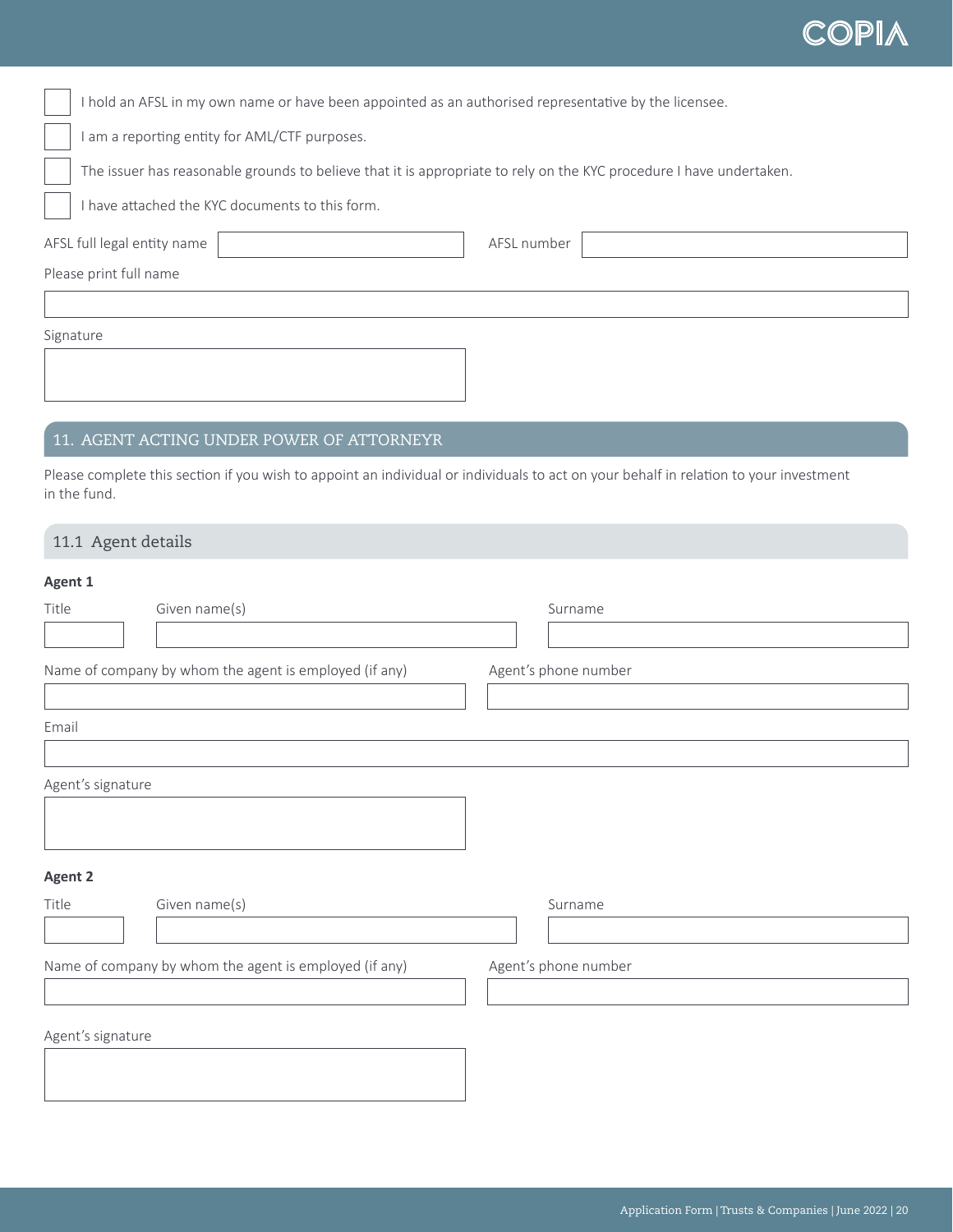- [ ] I hold an AFSL in my own name or have been appointed as an authorised representative by the licensee.
- [ ] I am a reporting entity for AML/CTF purposes.
- [ ] The issuer has reasonable grounds to believe that it is appropriate to rely on the KYC procedure I have undertaken.
- [ ] I have attached the KYC documents to this form.

AFSL full legal entity name

AFSL number

Please print full name

Signature

## 11. AGENT ACTING UNDER POWER OF ATTORNEYR

Please complete this section if you wish to appoint an individual or individuals to act on your behalf in relation to your investment in the fund.

### 11.1 Agent details

**Agent 1**

Title

Given name(s)

Surname

Name of company by whom the agent is employed (if any)

Agent's phone number

Email

Agent's signature

**Agent 2**

Title

Given name(s)

Surname

Name of company by whom the agent is employed (if any)

Agent's phone number

Agent's signature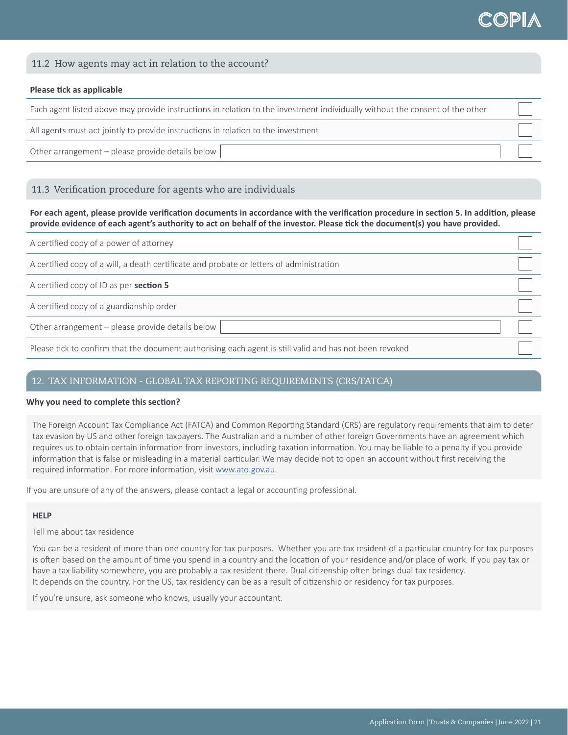### 11.2 How agents may act in relation to the account?

**Please tick as applicable**

| | |
|---|---|
| Each agent listed above may provide instructions in relation to the investment individually without the consent of the other | ☐ |
| All agents must act jointly to provide instructions in relation to the investment | ☐ |
| Other arrangement – please provide details below | ☐ |

### 11.3 Verification procedure for agents who are individuals

**For each agent, please provide verification documents in accordance with the verification procedure in section 5. In addition, please provide evidence of each agent's authority to act on behalf of the investor. Please tick the document(s) you have provided.**

| | |
|---|---|
| A certified copy of a power of attorney | ☐ |
| A certified copy of a will, a death certificate and probate or letters of administration | ☐ |
| A certified copy of ID as per **section 5** | ☐ |
| A certified copy of a guardianship order | ☐ |
| Other arrangement – please provide details below | ☐ |
| Please tick to confirm that the document authorising each agent is still valid and has not been revoked | ☐ |

## 12. TAX INFORMATION - GLOBAL TAX REPORTING REQUIREMENTS (CRS/FATCA)

**Why you need to complete this section?**

The Foreign Account Tax Compliance Act (FATCA) and Common Reporting Standard (CRS) are regulatory requirements that aim to deter tax evasion by US and other foreign taxpayers. The Australian and a number of other foreign Governments have an agreement which requires us to obtain certain information from investors, including taxation information. You may be liable to a penalty if you provide information that is false or misleading in a material particular. We may decide not to open an account without first receiving the required information. For more information, visit www.ato.gov.au.

If you are unsure of any of the answers, please contact a legal or accounting professional.

**HELP**

Tell me about tax residence

You can be a resident of more than one country for tax purposes. Whether you are tax resident of a particular country for tax purposes is often based on the amount of time you spend in a country and the location of your residence and/or place of work. If you pay tax or have a tax liability somewhere, you are probably a tax resident there. Dual citizenship often brings dual tax residency. It depends on the country. For the US, tax residency can be as a result of citizenship or residency for tax purposes.

If you're unsure, ask someone who knows, usually your accountant.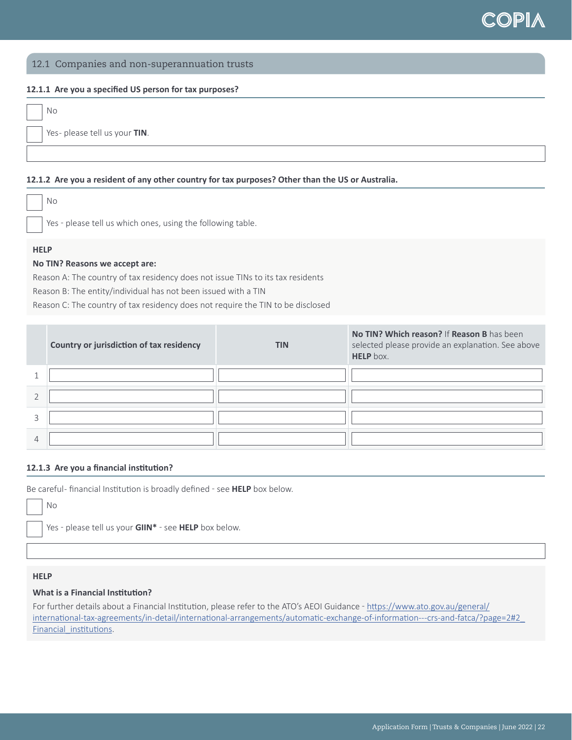## 12.1 Companies and non-superannuation trusts

### 12.1.1 Are you a specified US person for tax purposes?

☐ No

☐ Yes- please tell us your **TIN**.

| |
|---|
| |

### 12.1.2 Are you a resident of any other country for tax purposes? Other than the US or Australia.

☐ No

☐ Yes - please tell us which ones, using the following table.

**HELP**

**No TIN? Reasons we accept are:**

Reason A: The country of tax residency does not issue TINs to its tax residents

Reason B: The entity/individual has not been issued with a TIN

Reason C: The country of tax residency does not require the TIN to be disclosed

| | Country or jurisdiction of tax residency | TIN | **No TIN? Which reason?** If **Reason B** has been selected please provide an explanation. See above **HELP** box. |
|---|---|---|---|
| 1 | | | |
| 2 | | | |
| 3 | | | |
| 4 | | | |

### 12.1.3 Are you a financial institution?

Be careful- financial Institution is broadly defined - see **HELP** box below.

☐ No

☐ Yes - please tell us your **GIIN*** - see **HELP** box below.

| |
|---|
| |

**HELP**

**What is a Financial Institution?**

For further details about a Financial Institution, please refer to the ATO's AEOI Guidance - [https://www.ato.gov.au/general/international-tax-agreements/in-detail/international-arrangements/automatic-exchange-of-information---crs-and-fatca/?page=2#2_Financial_institutions](https://www.ato.gov.au/general/international-tax-agreements/in-detail/international-arrangements/automatic-exchange-of-information---crs-and-fatca/?page=2#2_Financial_institutions).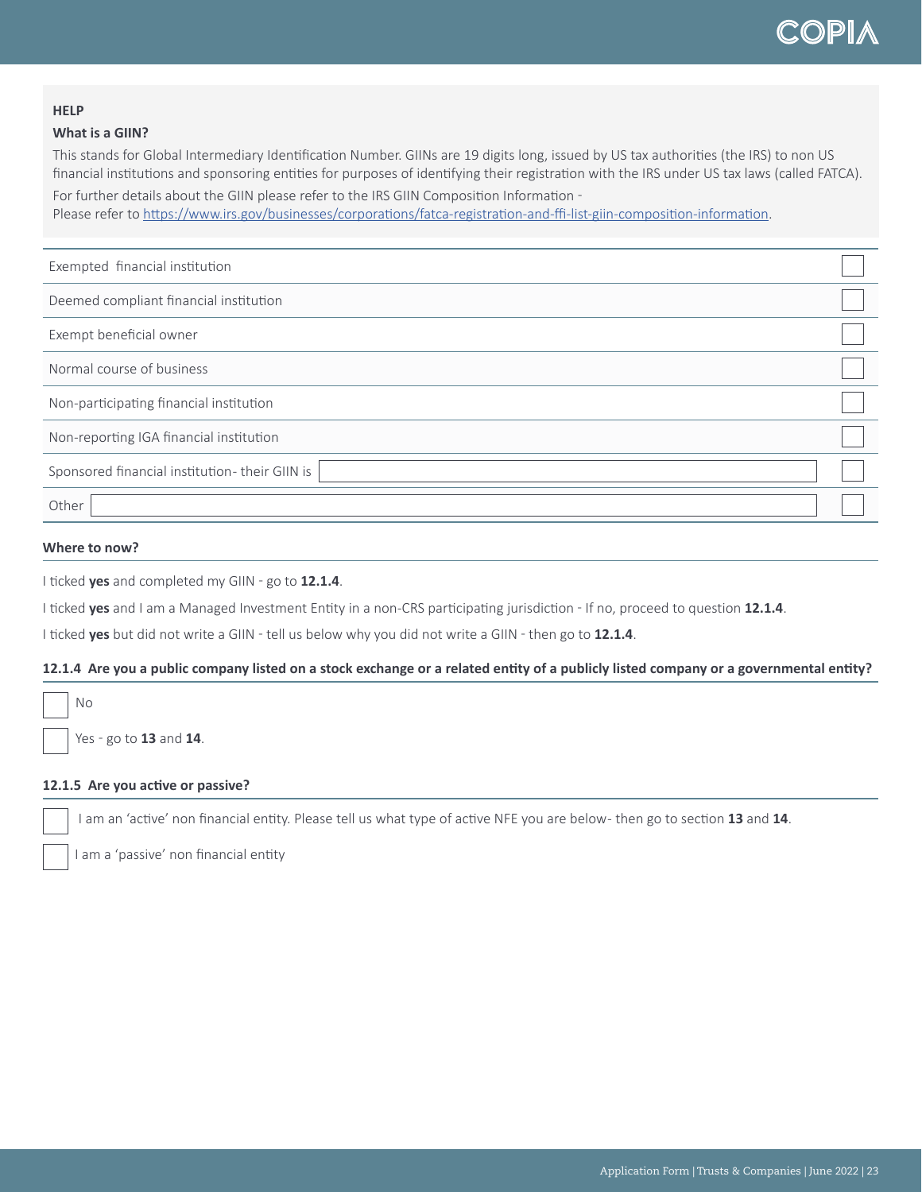**HELP**

**What is a GIIN?**

This stands for Global Intermediary Identification Number. GIINs are 19 digits long, issued by US tax authorities (the IRS) to non US financial institutions and sponsoring entities for purposes of identifying their registration with the IRS under US tax laws (called FATCA).

For further details about the GIIN please refer to the IRS GIIN Composition Information -
Please refer to https://www.irs.gov/businesses/corporations/fatca-registration-and-ffi-list-giin-composition-information.

| | |
|---|---|
| Exempted financial institution | ☐ |
| Deemed compliant financial institution | ☐ |
| Exempt beneficial owner | ☐ |
| Normal course of business | ☐ |
| Non-participating financial institution | ☐ |
| Non-reporting IGA financial institution | ☐ |
| Sponsored financial institution- their GIIN is ______ | ☐ |
| Other ______ | ☐ |

**Where to now?**

I ticked **yes** and completed my GIIN - go to **12.1.4**.

I ticked **yes** and I am a Managed Investment Entity in a non-CRS participating jurisdiction - If no, proceed to question **12.1.4**.

I ticked **yes** but did not write a GIIN - tell us below why you did not write a GIIN - then go to **12.1.4**.

**12.1.4 Are you a public company listed on a stock exchange or a related entity of a publicly listed company or a governmental entity?**

☐ No

☐ Yes - go to **13** and **14**.

**12.1.5 Are you active or passive?**

☐ I am an 'active' non financial entity. Please tell us what type of active NFE you are below- then go to section **13** and **14**.

☐ I am a 'passive' non financial entity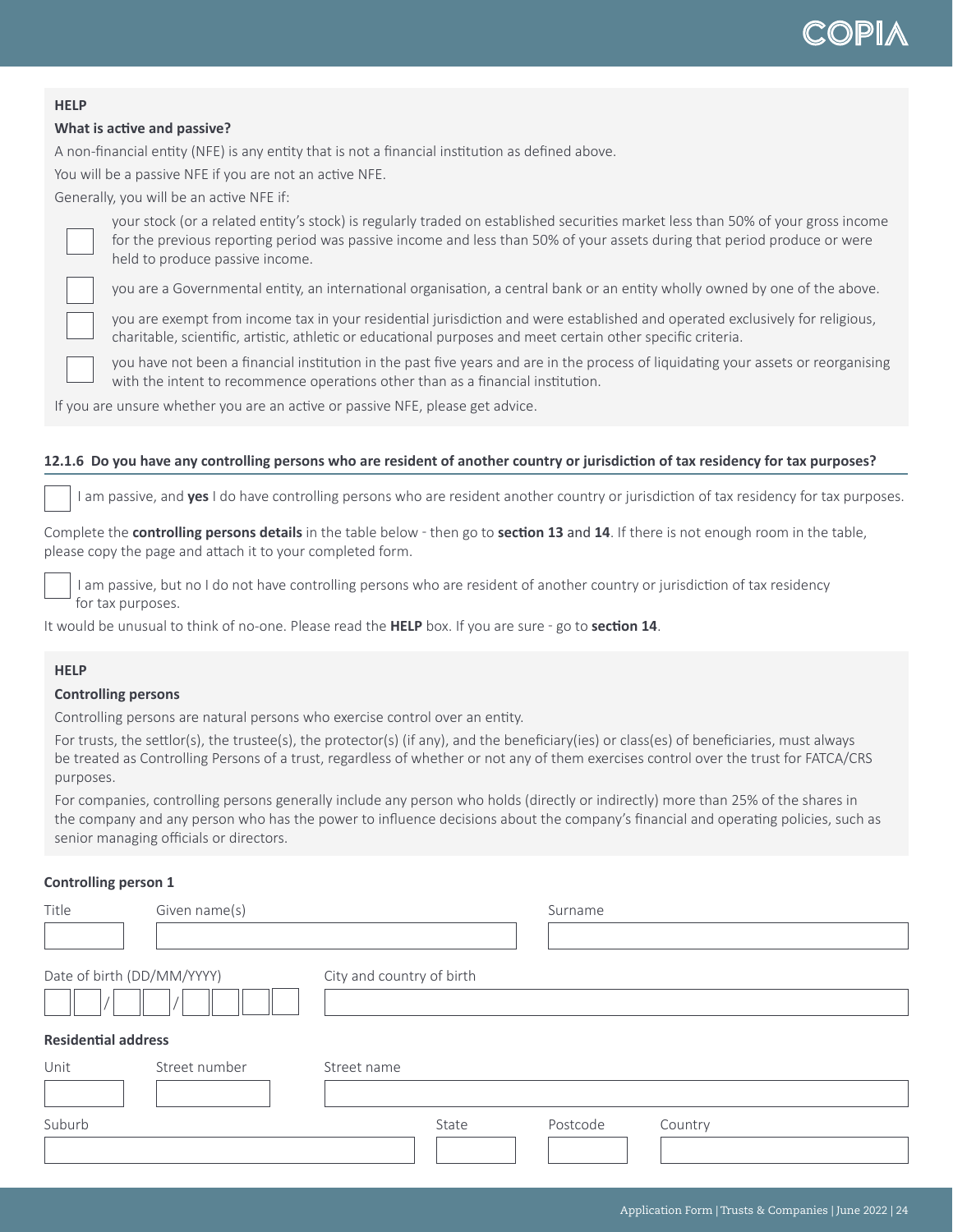### HELP

**What is active and passive?**

A non-financial entity (NFE) is any entity that is not a financial institution as defined above.

You will be a passive NFE if you are not an active NFE.

Generally, you will be an active NFE if:

- ☐ your stock (or a related entity's stock) is regularly traded on established securities market less than 50% of your gross income for the previous reporting period was passive income and less than 50% of your assets during that period produce or were held to produce passive income.
- ☐ you are a Governmental entity, an international organisation, a central bank or an entity wholly owned by one of the above.
- ☐ you are exempt from income tax in your residential jurisdiction and were established and operated exclusively for religious, charitable, scientific, artistic, athletic or educational purposes and meet certain other specific criteria.
- ☐ you have not been a financial institution in the past five years and are in the process of liquidating your assets or reorganising with the intent to recommence operations other than as a financial institution.

If you are unsure whether you are an active or passive NFE, please get advice.

### 12.1.6 Do you have any controlling persons who are resident of another country or jurisdiction of tax residency for tax purposes?

☐ I am passive, and **yes** I do have controlling persons who are resident another country or jurisdiction of tax residency for tax purposes.

Complete the **controlling persons details** in the table below - then go to **section 13** and **14**. If there is not enough room in the table, please copy the page and attach it to your completed form.

☐ I am passive, but no I do not have controlling persons who are resident of another country or jurisdiction of tax residency for tax purposes.

It would be unusual to think of no-one. Please read the **HELP** box. If you are sure - go to **section 14**.

### HELP

**Controlling persons**

Controlling persons are natural persons who exercise control over an entity.

For trusts, the settlor(s), the trustee(s), the protector(s) (if any), and the beneficiary(ies) or class(es) of beneficiaries, must always be treated as Controlling Persons of a trust, regardless of whether or not any of them exercises control over the trust for FATCA/CRS purposes.

For companies, controlling persons generally include any person who holds (directly or indirectly) more than 25% of the shares in the company and any person who has the power to influence decisions about the company's financial and operating policies, such as senior managing officials or directors.

**Controlling person 1**

| Title | Given name(s) | Surname |
|---|---|---|
| | | |

| Date of birth (DD/MM/YYYY) | City and country of birth |
|---|---|
| __ __ / __ __ / __ __ __ __ | |

**Residential address**

| Unit | Street number | Street name |
|---|---|---|
| | | |

| Suburb | State | Postcode | Country |
|---|---|---|---|
| | | | |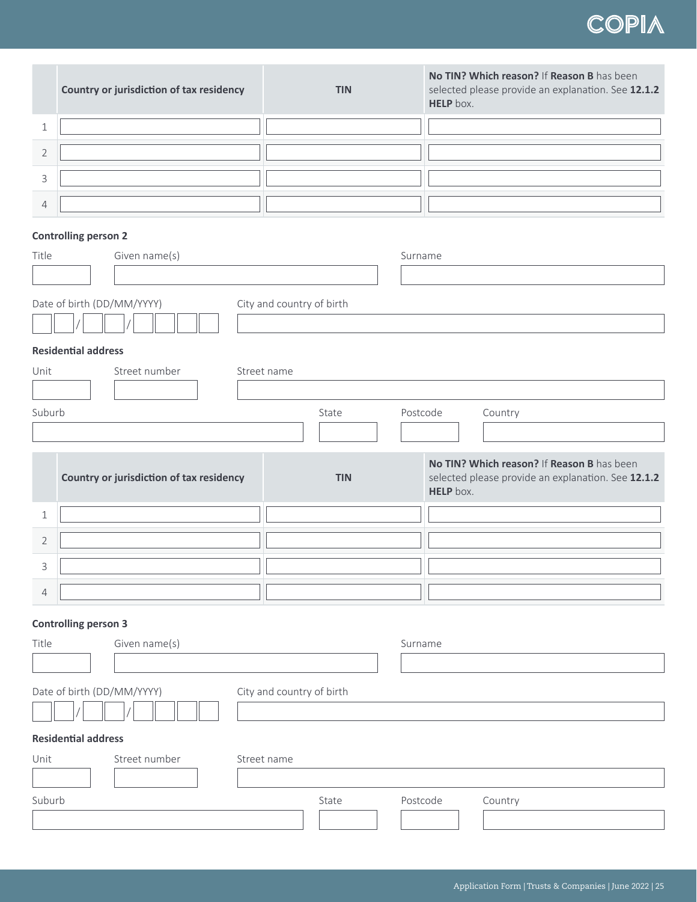| | Country or jurisdiction of tax residency | TIN | **No TIN? Which reason?** If **Reason B** has been selected please provide an explanation. See **12.1.2 HELP** box. |
|---|---|---|---|
| 1 | | | |
| 2 | | | |
| 3 | | | |
| 4 | | | |

### Controlling person 2

Title | Given name(s) | Surname

Date of birth (DD/MM/YYYY) ___ ___ / ___ ___ / ___ ___ ___ ___

City and country of birth

**Residential address**

Unit | Street number | Street name

Suburb | State | Postcode | Country

| | Country or jurisdiction of tax residency | TIN | **No TIN? Which reason?** If **Reason B** has been selected please provide an explanation. See **12.1.2 HELP** box. |
|---|---|---|---|
| 1 | | | |
| 2 | | | |
| 3 | | | |
| 4 | | | |

### Controlling person 3

Title | Given name(s) | Surname

Date of birth (DD/MM/YYYY) ___ ___ / ___ ___ / ___ ___ ___ ___

City and country of birth

**Residential address**

Unit | Street number | Street name

Suburb | State | Postcode | Country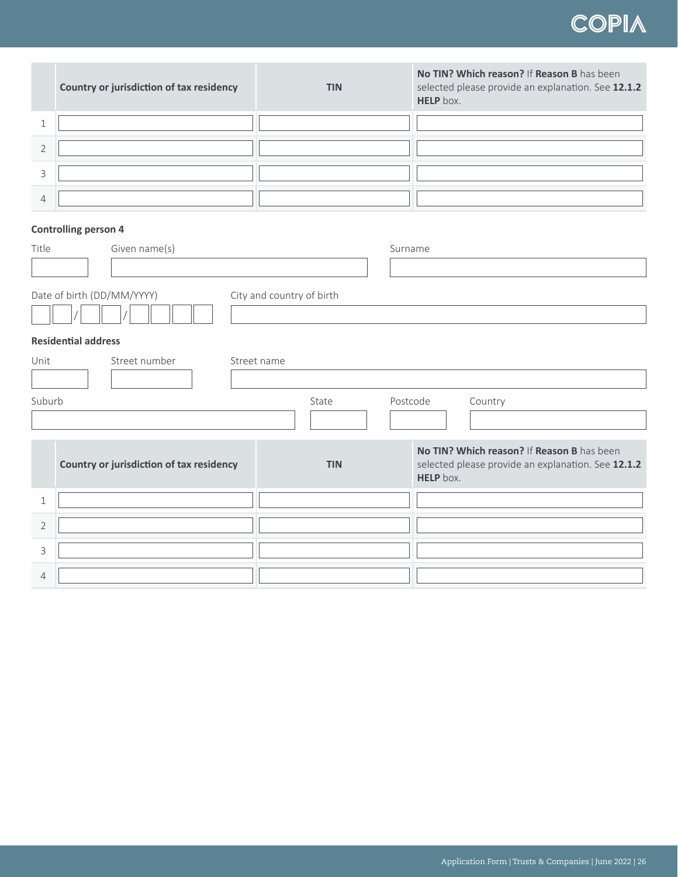| | Country or jurisdiction of tax residency | TIN | **No TIN? Which reason?** If **Reason B** has been selected please provide an explanation. See **12.1.2 HELP** box. |
|---|---|---|---|
| 1 | | | |
| 2 | | | |
| 3 | | | |
| 4 | | | |

**Controlling person 4**

Title

Given name(s)

Surname

Date of birth (DD/MM/YYYY)

&nbsp;&nbsp;/&nbsp;&nbsp;/

City and country of birth

**Residential address**

Unit

Street number

Street name

Suburb

State

Postcode

Country

| | Country or jurisdiction of tax residency | TIN | **No TIN? Which reason?** If **Reason B** has been selected please provide an explanation. See **12.1.2 HELP** box. |
|---|---|---|---|
| 1 | | | |
| 2 | | | |
| 3 | | | |
| 4 | | | |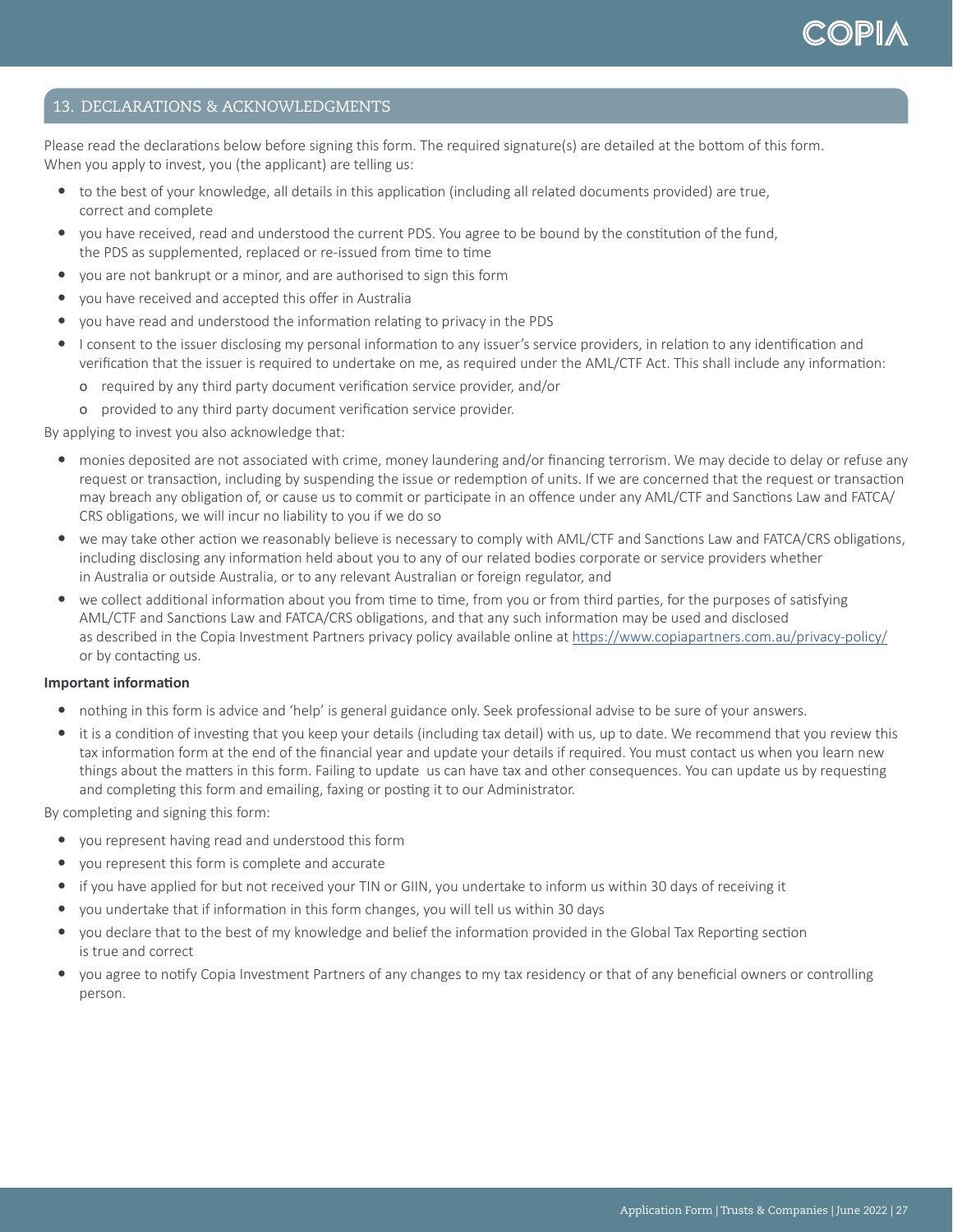## 13. DECLARATIONS & ACKNOWLEDGMENTS

Please read the declarations below before signing this form. The required signature(s) are detailed at the bottom of this form. When you apply to invest, you (the applicant) are telling us:

- to the best of your knowledge, all details in this application (including all related documents provided) are true, correct and complete
- you have received, read and understood the current PDS. You agree to be bound by the constitution of the fund, the PDS as supplemented, replaced or re-issued from time to time
- you are not bankrupt or a minor, and are authorised to sign this form
- you have received and accepted this offer in Australia
- you have read and understood the information relating to privacy in the PDS
- I consent to the issuer disclosing my personal information to any issuer's service providers, in relation to any identification and verification that the issuer is required to undertake on me, as required under the AML/CTF Act. This shall include any information:
  - required by any third party document verification service provider, and/or
  - provided to any third party document verification service provider.

By applying to invest you also acknowledge that:

- monies deposited are not associated with crime, money laundering and/or financing terrorism. We may decide to delay or refuse any request or transaction, including by suspending the issue or redemption of units. If we are concerned that the request or transaction may breach any obligation of, or cause us to commit or participate in an offence under any AML/CTF and Sanctions Law and FATCA/CRS obligations, we will incur no liability to you if we do so
- we may take other action we reasonably believe is necessary to comply with AML/CTF and Sanctions Law and FATCA/CRS obligations, including disclosing any information held about you to any of our related bodies corporate or service providers whether in Australia or outside Australia, or to any relevant Australian or foreign regulator, and
- we collect additional information about you from time to time, from you or from third parties, for the purposes of satisfying AML/CTF and Sanctions Law and FATCA/CRS obligations, and that any such information may be used and disclosed as described in the Copia Investment Partners privacy policy available online at https://www.copiapartners.com.au/privacy-policy/ or by contacting us.

**Important information**

- nothing in this form is advice and 'help' is general guidance only. Seek professional advise to be sure of your answers.
- it is a condition of investing that you keep your details (including tax detail) with us, up to date. We recommend that you review this tax information form at the end of the financial year and update your details if required. You must contact us when you learn new things about the matters in this form. Failing to update us can have tax and other consequences. You can update us by requesting and completing this form and emailing, faxing or posting it to our Administrator.

By completing and signing this form:

- you represent having read and understood this form
- you represent this form is complete and accurate
- if you have applied for but not received your TIN or GIIN, you undertake to inform us within 30 days of receiving it
- you undertake that if information in this form changes, you will tell us within 30 days
- you declare that to the best of my knowledge and belief the information provided in the Global Tax Reporting section is true and correct
- you agree to notify Copia Investment Partners of any changes to my tax residency or that of any beneficial owners or controlling person.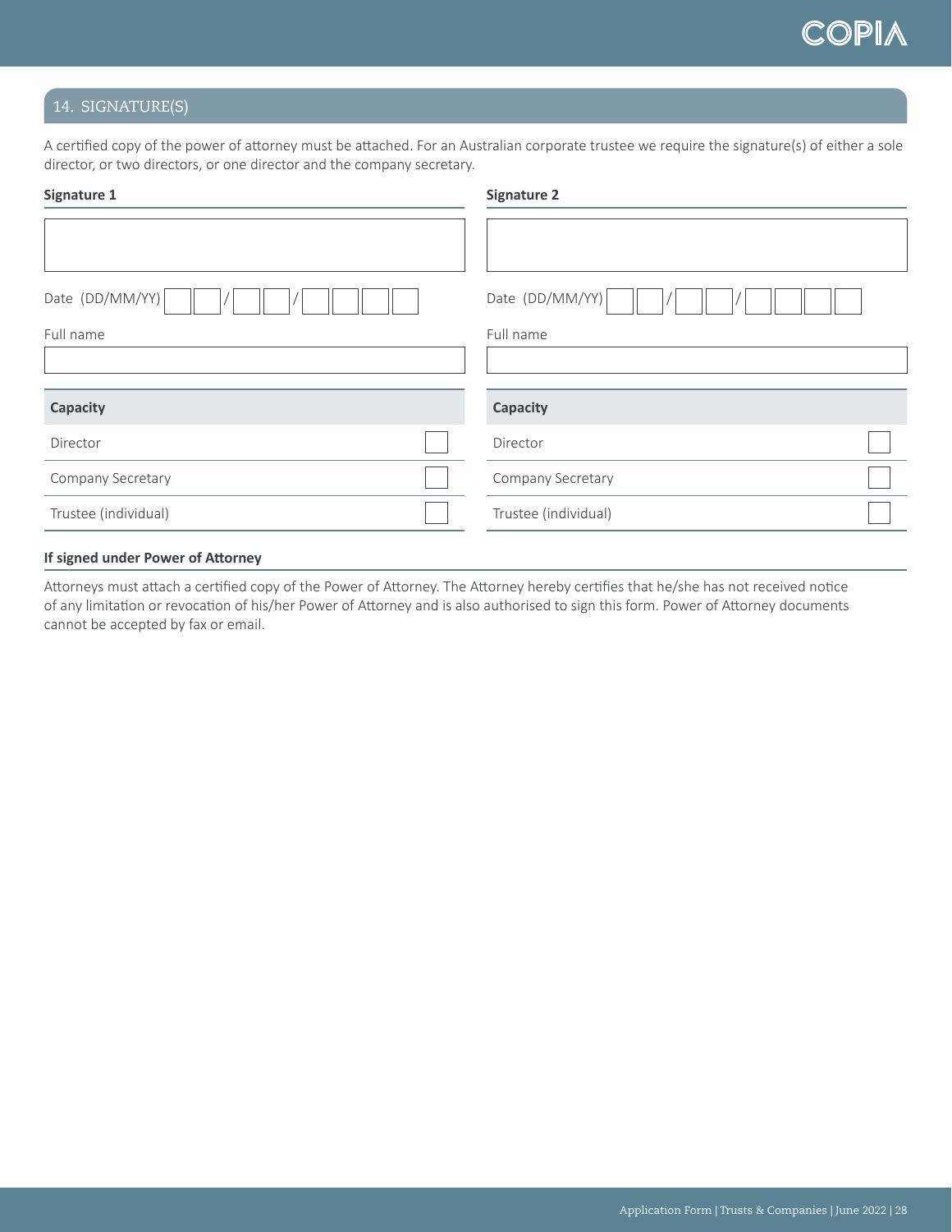## 14. SIGNATURE(S)

A certified copy of the power of attorney must be attached. For an Australian corporate trustee we require the signature(s) of either a sole director, or two directors, or one director and the company secretary.

**Signature 1**

Date (DD/MM/YY) __ __ / __ __ / __ __ __ __

Full name

| Capacity | |
|---|---|
| Director | ☐ |
| Company Secretary | ☐ |
| Trustee (individual) | ☐ |

**Signature 2**

Date (DD/MM/YY) __ __ / __ __ / __ __ __ __

Full name

| Capacity | |
|---|---|
| Director | ☐ |
| Company Secretary | ☐ |
| Trustee (individual) | ☐ |

**If signed under Power of Attorney**

Attorneys must attach a certified copy of the Power of Attorney. The Attorney hereby certifies that he/she has not received notice of any limitation or revocation of his/her Power of Attorney and is also authorised to sign this form. Power of Attorney documents cannot be accepted by fax or email.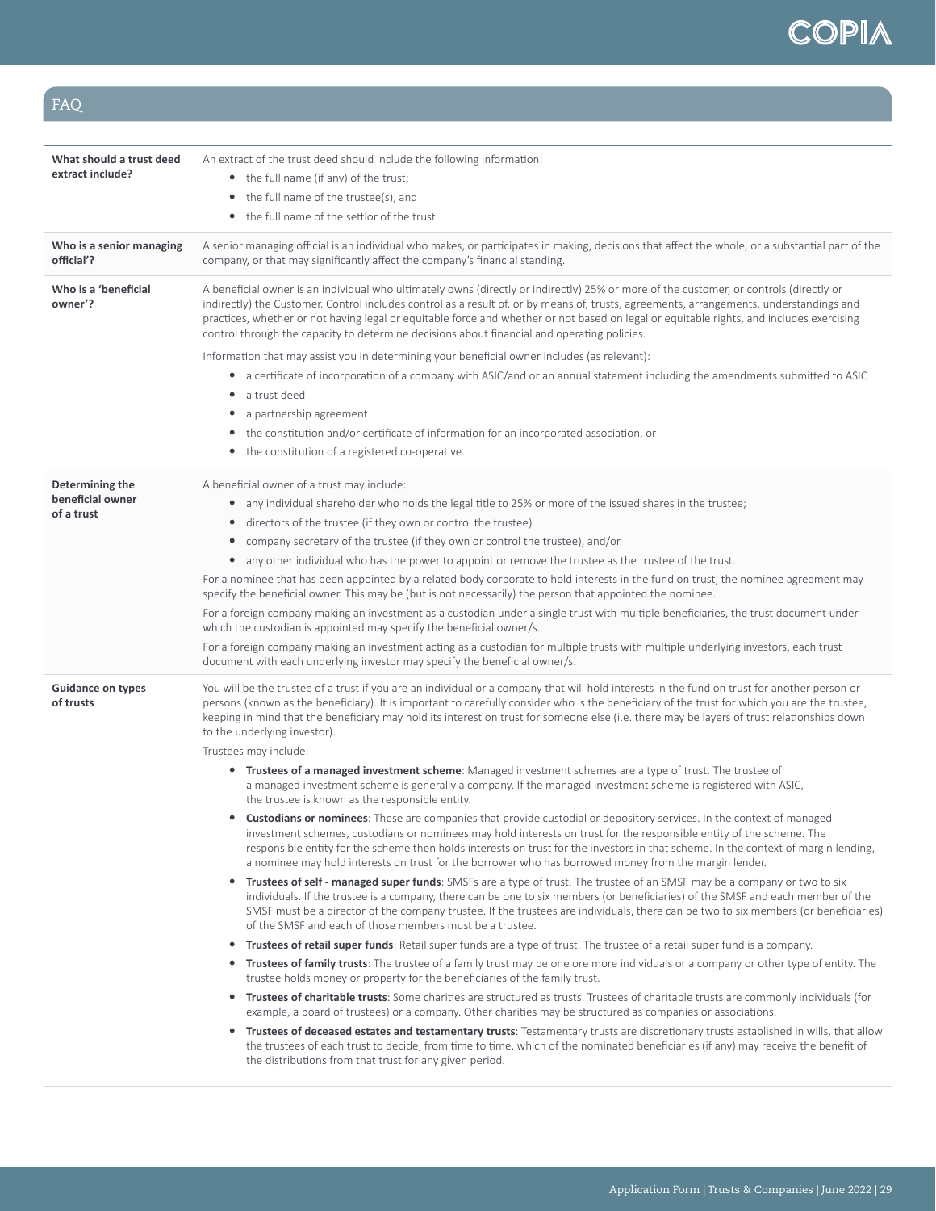## FAQ

**What should a trust deed extract include?**

An extract of the trust deed should include the following information:

- the full name (if any) of the trust;
- the full name of the trustee(s), and
- the full name of the settlor of the trust.

**Who is a senior managing official'?**

A senior managing official is an individual who makes, or participates in making, decisions that affect the whole, or a substantial part of the company, or that may significantly affect the company's financial standing.

**Who is a 'beneficial owner'?**

A beneficial owner is an individual who ultimately owns (directly or indirectly) 25% or more of the customer, or controls (directly or indirectly) the Customer. Control includes control as a result of, or by means of, trusts, agreements, arrangements, understandings and practices, whether or not having legal or equitable force and whether or not based on legal or equitable rights, and includes exercising control through the capacity to determine decisions about financial and operating policies.

Information that may assist you in determining your beneficial owner includes (as relevant):

- a certificate of incorporation of a company with ASIC/and or an annual statement including the amendments submitted to ASIC
- a trust deed
- a partnership agreement
- the constitution and/or certificate of information for an incorporated association, or
- the constitution of a registered co-operative.

**Determining the beneficial owner of a trust**

A beneficial owner of a trust may include:

- any individual shareholder who holds the legal title to 25% or more of the issued shares in the trustee;
- directors of the trustee (if they own or control the trustee)
- company secretary of the trustee (if they own or control the trustee), and/or
- any other individual who has the power to appoint or remove the trustee as the trustee of the trust.

For a nominee that has been appointed by a related body corporate to hold interests in the fund on trust, the nominee agreement may specify the beneficial owner. This may be (but is not necessarily) the person that appointed the nominee.

For a foreign company making an investment as a custodian under a single trust with multiple beneficiaries, the trust document under which the custodian is appointed may specify the beneficial owner/s.

For a foreign company making an investment acting as a custodian for multiple trusts with multiple underlying investors, each trust document with each underlying investor may specify the beneficial owner/s.

**Guidance on types of trusts**

You will be the trustee of a trust if you are an individual or a company that will hold interests in the fund on trust for another person or persons (known as the beneficiary). It is important to carefully consider who is the beneficiary of the trust for which you are the trustee, keeping in mind that the beneficiary may hold its interest on trust for someone else (i.e. there may be layers of trust relationships down to the underlying investor).

Trustees may include:

- **Trustees of a managed investment scheme**: Managed investment schemes are a type of trust. The trustee of a managed investment scheme is generally a company. If the managed investment scheme is registered with ASIC, the trustee is known as the responsible entity.
- **Custodians or nominees**: These are companies that provide custodial or depository services. In the context of managed investment schemes, custodians or nominees may hold interests on trust for the responsible entity of the scheme. The responsible entity for the scheme then holds interests on trust for the investors in that scheme. In the context of margin lending, a nominee may hold interests on trust for the borrower who has borrowed money from the margin lender.
- **Trustees of self - managed super funds**: SMSFs are a type of trust. The trustee of an SMSF may be a company or two to six individuals. If the trustee is a company, there can be one to six members (or beneficiaries) of the SMSF and each member of the SMSF must be a director of the company trustee. If the trustees are individuals, there can be two to six members (or beneficiaries) of the SMSF and each of those members must be a trustee.
- **Trustees of retail super funds**: Retail super funds are a type of trust. The trustee of a retail super fund is a company.
- **Trustees of family trusts**: The trustee of a family trust may be one ore more individuals or a company or other type of entity. The trustee holds money or property for the beneficiaries of the family trust.
- **Trustees of charitable trusts**: Some charities are structured as trusts. Trustees of charitable trusts are commonly individuals (for example, a board of trustees) or a company. Other charities may be structured as companies or associations.
- **Trustees of deceased estates and testamentary trusts**: Testamentary trusts are discretionary trusts established in wills, that allow the trustees of each trust to decide, from time to time, which of the nominated beneficiaries (if any) may receive the benefit of the distributions from that trust for any given period.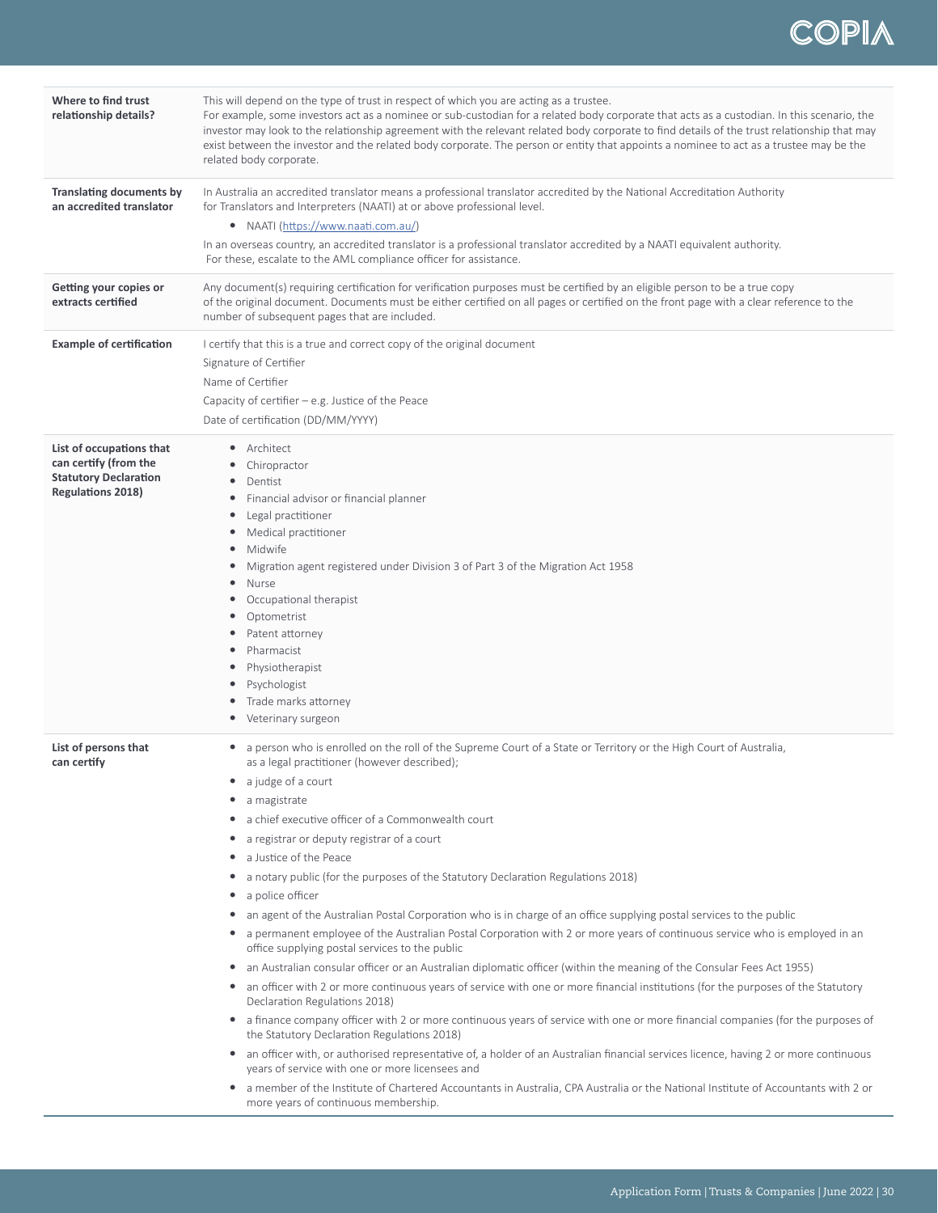| | |
|---|---|
| **Where to find trust relationship details?** | This will depend on the type of trust in respect of which you are acting as a trustee.<br>For example, some investors act as a nominee or sub-custodian for a related body corporate that acts as a custodian. In this scenario, the investor may look to the relationship agreement with the relevant related body corporate to find details of the trust relationship that may exist between the investor and the related body corporate. The person or entity that appoints a nominee to act as a trustee may be the related body corporate. |
| **Translating documents by an accredited translator** | In Australia an accredited translator means a professional translator accredited by the National Accreditation Authority for Translators and Interpreters (NAATI) at or above professional level.<br>• NAATI (https://www.naati.com.au/)<br>In an overseas country, an accredited translator is a professional translator accredited by a NAATI equivalent authority. For these, escalate to the AML compliance officer for assistance. |
| **Getting your copies or extracts certified** | Any document(s) requiring certification for verification purposes must be certified by an eligible person to be a true copy of the original document. Documents must be either certified on all pages or certified on the front page with a clear reference to the number of subsequent pages that are included. |
| **Example of certification** | I certify that this is a true and correct copy of the original document<br>Signature of Certifier<br>Name of Certifier<br>Capacity of certifier – e.g. Justice of the Peace<br>Date of certification (DD/MM/YYYY) |
| **List of occupations that can certify (from the Statutory Declaration Regulations 2018)** | • Architect<br>• Chiropractor<br>• Dentist<br>• Financial advisor or financial planner<br>• Legal practitioner<br>• Medical practitioner<br>• Midwife<br>• Migration agent registered under Division 3 of Part 3 of the Migration Act 1958<br>• Nurse<br>• Occupational therapist<br>• Optometrist<br>• Patent attorney<br>• Pharmacist<br>• Physiotherapist<br>• Psychologist<br>• Trade marks attorney<br>• Veterinary surgeon |
| **List of persons that can certify** | • a person who is enrolled on the roll of the Supreme Court of a State or Territory or the High Court of Australia, as a legal practitioner (however described);<br>• a judge of a court<br>• a magistrate<br>• a chief executive officer of a Commonwealth court<br>• a registrar or deputy registrar of a court<br>• a Justice of the Peace<br>• a notary public (for the purposes of the Statutory Declaration Regulations 2018)<br>• a police officer<br>• an agent of the Australian Postal Corporation who is in charge of an office supplying postal services to the public<br>• a permanent employee of the Australian Postal Corporation with 2 or more years of continuous service who is employed in an office supplying postal services to the public<br>• an Australian consular officer or an Australian diplomatic officer (within the meaning of the Consular Fees Act 1955)<br>• an officer with 2 or more continuous years of service with one or more financial institutions (for the purposes of the Statutory Declaration Regulations 2018)<br>• a finance company officer with 2 or more continuous years of service with one or more financial companies (for the purposes of the Statutory Declaration Regulations 2018)<br>• an officer with, or authorised representative of, a holder of an Australian financial services licence, having 2 or more continuous years of service with one or more licensees and<br>• a member of the Institute of Chartered Accountants in Australia, CPA Australia or the National Institute of Accountants with 2 or more years of continuous membership. |